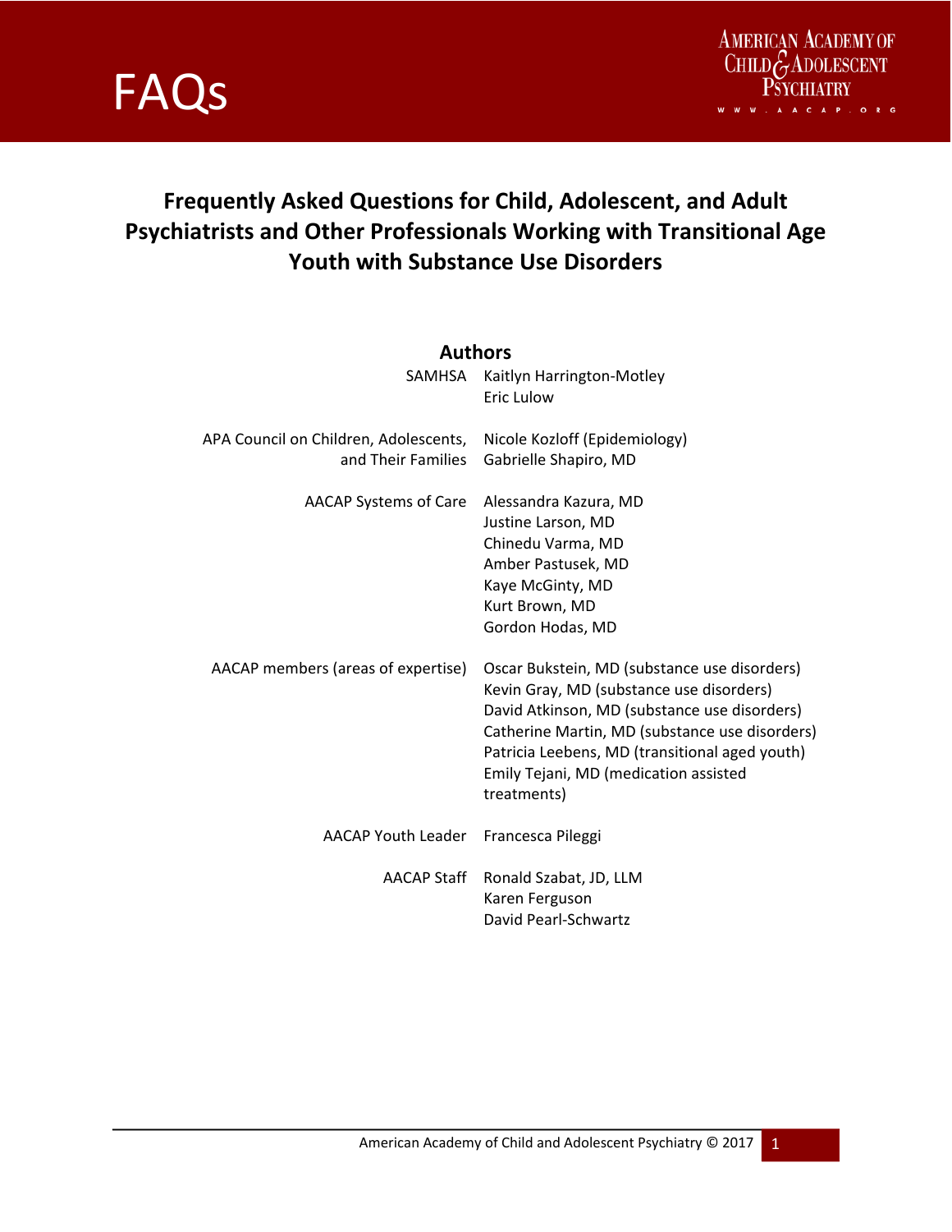FAQs

AMERICAN ACADEMY OF CHILD & ADOLESCENT PSYCHIATRY
WWW.AACAP.ORG

# Frequently Asked Questions for Child, Adolescent, and Adult Psychiatrists and Other Professionals Working with Transitional Age Youth with Substance Use Disorders

## Authors

| | |
|---|---|
| SAMHSA | Kaitlyn Harrington-Motley<br>Eric Lulow |
| APA Council on Children, Adolescents, and Their Families | Nicole Kozloff (Epidemiology)<br>Gabrielle Shapiro, MD |
| AACAP Systems of Care | Alessandra Kazura, MD<br>Justine Larson, MD<br>Chinedu Varma, MD<br>Amber Pastusek, MD<br>Kaye McGinty, MD<br>Kurt Brown, MD<br>Gordon Hodas, MD |
| AACAP members (areas of expertise) | Oscar Bukstein, MD (substance use disorders)<br>Kevin Gray, MD (substance use disorders)<br>David Atkinson, MD (substance use disorders)<br>Catherine Martin, MD (substance use disorders)<br>Patricia Leebens, MD (transitional aged youth)<br>Emily Tejani, MD (medication assisted treatments) |
| AACAP Youth Leader | Francesca Pileggi |
| AACAP Staff | Ronald Szabat, JD, LLM<br>Karen Ferguson<br>David Pearl-Schwartz |

American Academy of Child and Adolescent Psychiatry © 2017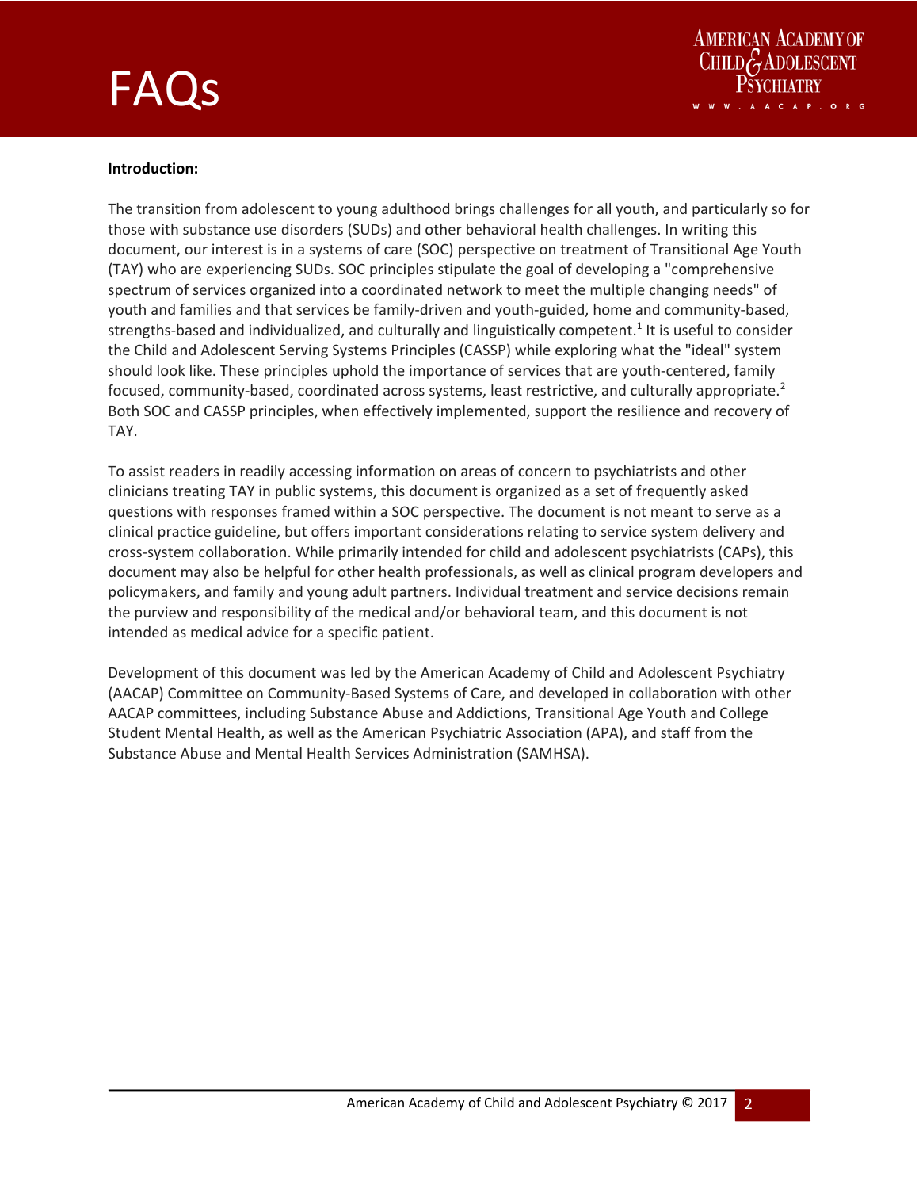**Introduction:**

The transition from adolescent to young adulthood brings challenges for all youth, and particularly so for those with substance use disorders (SUDs) and other behavioral health challenges. In writing this document, our interest is in a systems of care (SOC) perspective on treatment of Transitional Age Youth (TAY) who are experiencing SUDs. SOC principles stipulate the goal of developing a "comprehensive spectrum of services organized into a coordinated network to meet the multiple changing needs" of youth and families and that services be family-driven and youth-guided, home and community-based, strengths-based and individualized, and culturally and linguistically competent.[1] It is useful to consider the Child and Adolescent Serving Systems Principles (CASSP) while exploring what the "ideal" system should look like. These principles uphold the importance of services that are youth-centered, family focused, community-based, coordinated across systems, least restrictive, and culturally appropriate.[2] Both SOC and CASSP principles, when effectively implemented, support the resilience and recovery of TAY.

To assist readers in readily accessing information on areas of concern to psychiatrists and other clinicians treating TAY in public systems, this document is organized as a set of frequently asked questions with responses framed within a SOC perspective. The document is not meant to serve as a clinical practice guideline, but offers important considerations relating to service system delivery and cross-system collaboration. While primarily intended for child and adolescent psychiatrists (CAPs), this document may also be helpful for other health professionals, as well as clinical program developers and policymakers, and family and young adult partners. Individual treatment and service decisions remain the purview and responsibility of the medical and/or behavioral team, and this document is not intended as medical advice for a specific patient.

Development of this document was led by the American Academy of Child and Adolescent Psychiatry (AACAP) Committee on Community-Based Systems of Care, and developed in collaboration with other AACAP committees, including Substance Abuse and Addictions, Transitional Age Youth and College Student Mental Health, as well as the American Psychiatric Association (APA), and staff from the Substance Abuse and Mental Health Services Administration (SAMHSA).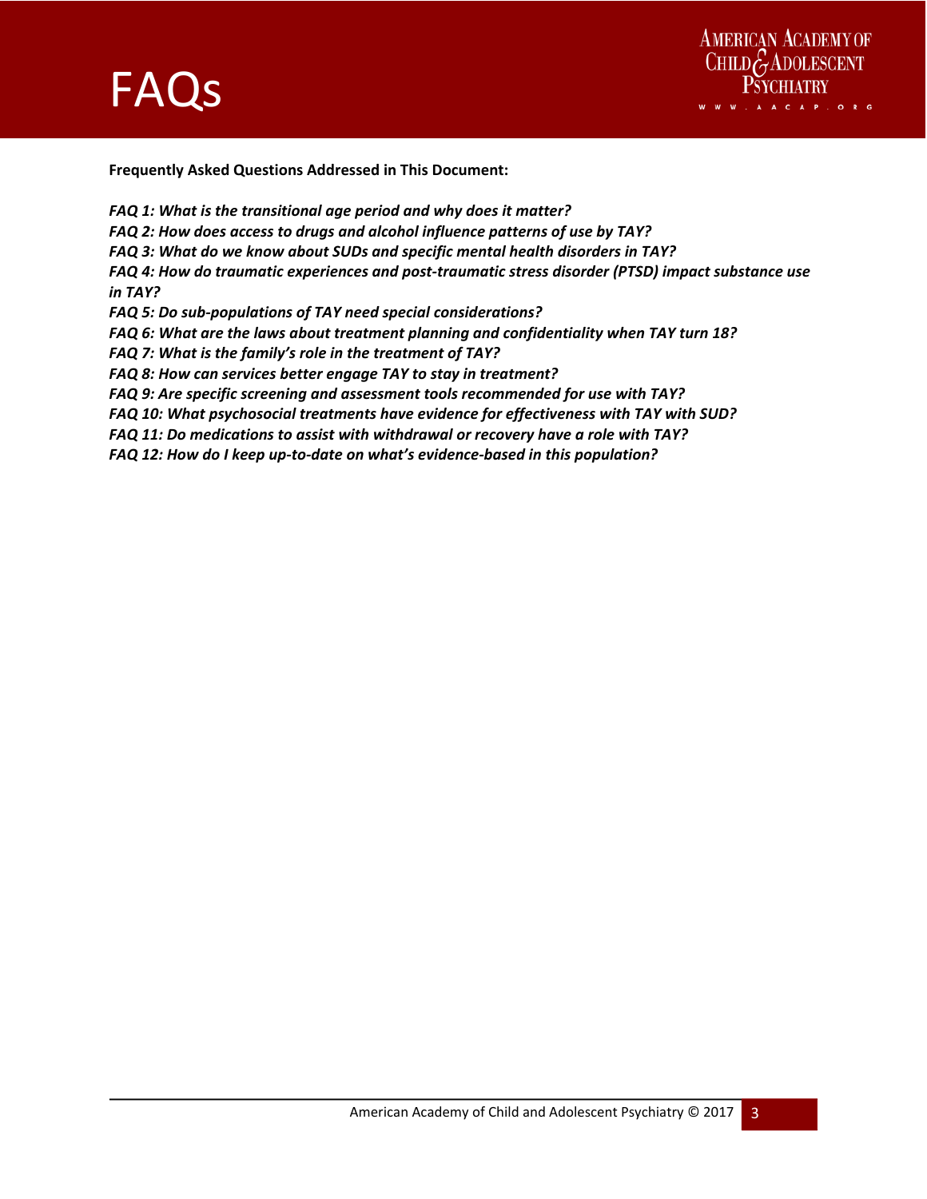# FAQs

**Frequently Asked Questions Addressed in This Document:**

***FAQ 1: What is the transitional age period and why does it matter?***
***FAQ 2: How does access to drugs and alcohol influence patterns of use by TAY?***
***FAQ 3: What do we know about SUDs and specific mental health disorders in TAY?***
***FAQ 4: How do traumatic experiences and post-traumatic stress disorder (PTSD) impact substance use in TAY?***
***FAQ 5: Do sub-populations of TAY need special considerations?***
***FAQ 6: What are the laws about treatment planning and confidentiality when TAY turn 18?***
***FAQ 7: What is the family's role in the treatment of TAY?***
***FAQ 8: How can services better engage TAY to stay in treatment?***
***FAQ 9: Are specific screening and assessment tools recommended for use with TAY?***
***FAQ 10: What psychosocial treatments have evidence for effectiveness with TAY with SUD?***
***FAQ 11: Do medications to assist with withdrawal or recovery have a role with TAY?***
***FAQ 12: How do I keep up-to-date on what's evidence-based in this population?***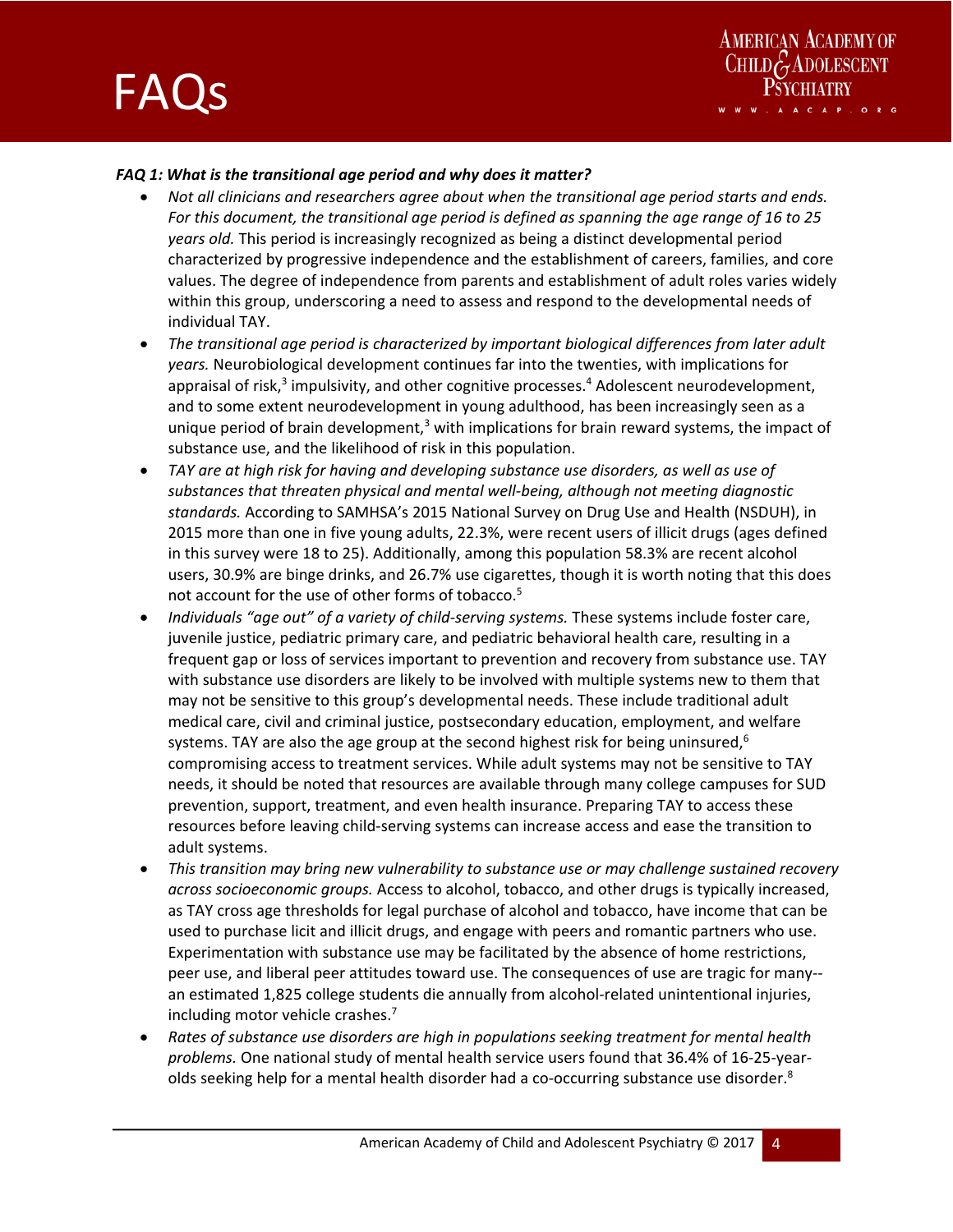***FAQ 1: What is the transitional age period and why does it matter?***

- *Not all clinicians and researchers agree about when the transitional age period starts and ends. For this document, the transitional age period is defined as spanning the age range of 16 to 25 years old.* This period is increasingly recognized as being a distinct developmental period characterized by progressive independence and the establishment of careers, families, and core values. The degree of independence from parents and establishment of adult roles varies widely within this group, underscoring a need to assess and respond to the developmental needs of individual TAY.
- *The transitional age period is characterized by important biological differences from later adult years.* Neurobiological development continues far into the twenties, with implications for appraisal of risk,[3] impulsivity, and other cognitive processes.[4] Adolescent neurodevelopment, and to some extent neurodevelopment in young adulthood, has been increasingly seen as a unique period of brain development,[3] with implications for brain reward systems, the impact of substance use, and the likelihood of risk in this population.
- *TAY are at high risk for having and developing substance use disorders, as well as use of substances that threaten physical and mental well-being, although not meeting diagnostic standards.* According to SAMHSA's 2015 National Survey on Drug Use and Health (NSDUH), in 2015 more than one in five young adults, 22.3%, were recent users of illicit drugs (ages defined in this survey were 18 to 25). Additionally, among this population 58.3% are recent alcohol users, 30.9% are binge drinks, and 26.7% use cigarettes, though it is worth noting that this does not account for the use of other forms of tobacco.[5]
- *Individuals "age out" of a variety of child-serving systems.* These systems include foster care, juvenile justice, pediatric primary care, and pediatric behavioral health care, resulting in a frequent gap or loss of services important to prevention and recovery from substance use. TAY with substance use disorders are likely to be involved with multiple systems new to them that may not be sensitive to this group's developmental needs. These include traditional adult medical care, civil and criminal justice, postsecondary education, employment, and welfare systems. TAY are also the age group at the second highest risk for being uninsured,[6] compromising access to treatment services. While adult systems may not be sensitive to TAY needs, it should be noted that resources are available through many college campuses for SUD prevention, support, treatment, and even health insurance. Preparing TAY to access these resources before leaving child-serving systems can increase access and ease the transition to adult systems.
- *This transition may bring new vulnerability to substance use or may challenge sustained recovery across socioeconomic groups.* Access to alcohol, tobacco, and other drugs is typically increased, as TAY cross age thresholds for legal purchase of alcohol and tobacco, have income that can be used to purchase licit and illicit drugs, and engage with peers and romantic partners who use. Experimentation with substance use may be facilitated by the absence of home restrictions, peer use, and liberal peer attitudes toward use. The consequences of use are tragic for many--an estimated 1,825 college students die annually from alcohol-related unintentional injuries, including motor vehicle crashes.[7]
- *Rates of substance use disorders are high in populations seeking treatment for mental health problems.* One national study of mental health service users found that 36.4% of 16-25-year-olds seeking help for a mental health disorder had a co-occurring substance use disorder.[8]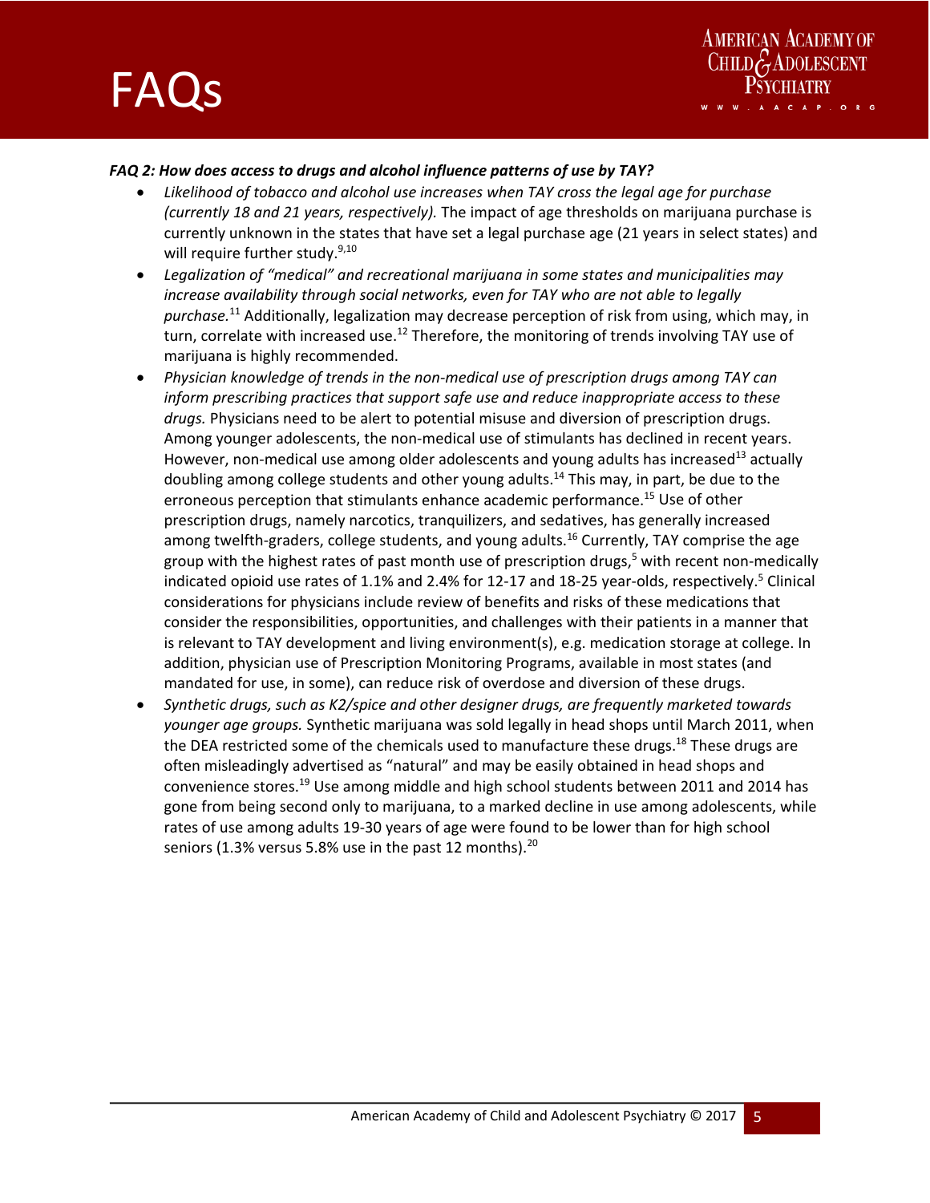***FAQ 2: How does access to drugs and alcohol influence patterns of use by TAY?***

- *Likelihood of tobacco and alcohol use increases when TAY cross the legal age for purchase (currently 18 and 21 years, respectively).* The impact of age thresholds on marijuana purchase is currently unknown in the states that have set a legal purchase age (21 years in select states) and will require further study.[9,10]
- *Legalization of "medical" and recreational marijuana in some states and municipalities may increase availability through social networks, even for TAY who are not able to legally purchase.*[11] Additionally, legalization may decrease perception of risk from using, which may, in turn, correlate with increased use.[12] Therefore, the monitoring of trends involving TAY use of marijuana is highly recommended.
- *Physician knowledge of trends in the non-medical use of prescription drugs among TAY can inform prescribing practices that support safe use and reduce inappropriate access to these drugs.* Physicians need to be alert to potential misuse and diversion of prescription drugs. Among younger adolescents, the non-medical use of stimulants has declined in recent years. However, non-medical use among older adolescents and young adults has increased[13] actually doubling among college students and other young adults.[14] This may, in part, be due to the erroneous perception that stimulants enhance academic performance.[15] Use of other prescription drugs, namely narcotics, tranquilizers, and sedatives, has generally increased among twelfth-graders, college students, and young adults.[16] Currently, TAY comprise the age group with the highest rates of past month use of prescription drugs,[5] with recent non-medically indicated opioid use rates of 1.1% and 2.4% for 12-17 and 18-25 year-olds, respectively.[5] Clinical considerations for physicians include review of benefits and risks of these medications that consider the responsibilities, opportunities, and challenges with their patients in a manner that is relevant to TAY development and living environment(s), e.g. medication storage at college. In addition, physician use of Prescription Monitoring Programs, available in most states (and mandated for use, in some), can reduce risk of overdose and diversion of these drugs.
- *Synthetic drugs, such as K2/spice and other designer drugs, are frequently marketed towards younger age groups.* Synthetic marijuana was sold legally in head shops until March 2011, when the DEA restricted some of the chemicals used to manufacture these drugs.[18] These drugs are often misleadingly advertised as "natural" and may be easily obtained in head shops and convenience stores.[19] Use among middle and high school students between 2011 and 2014 has gone from being second only to marijuana, to a marked decline in use among adolescents, while rates of use among adults 19-30 years of age were found to be lower than for high school seniors (1.3% versus 5.8% use in the past 12 months).[20]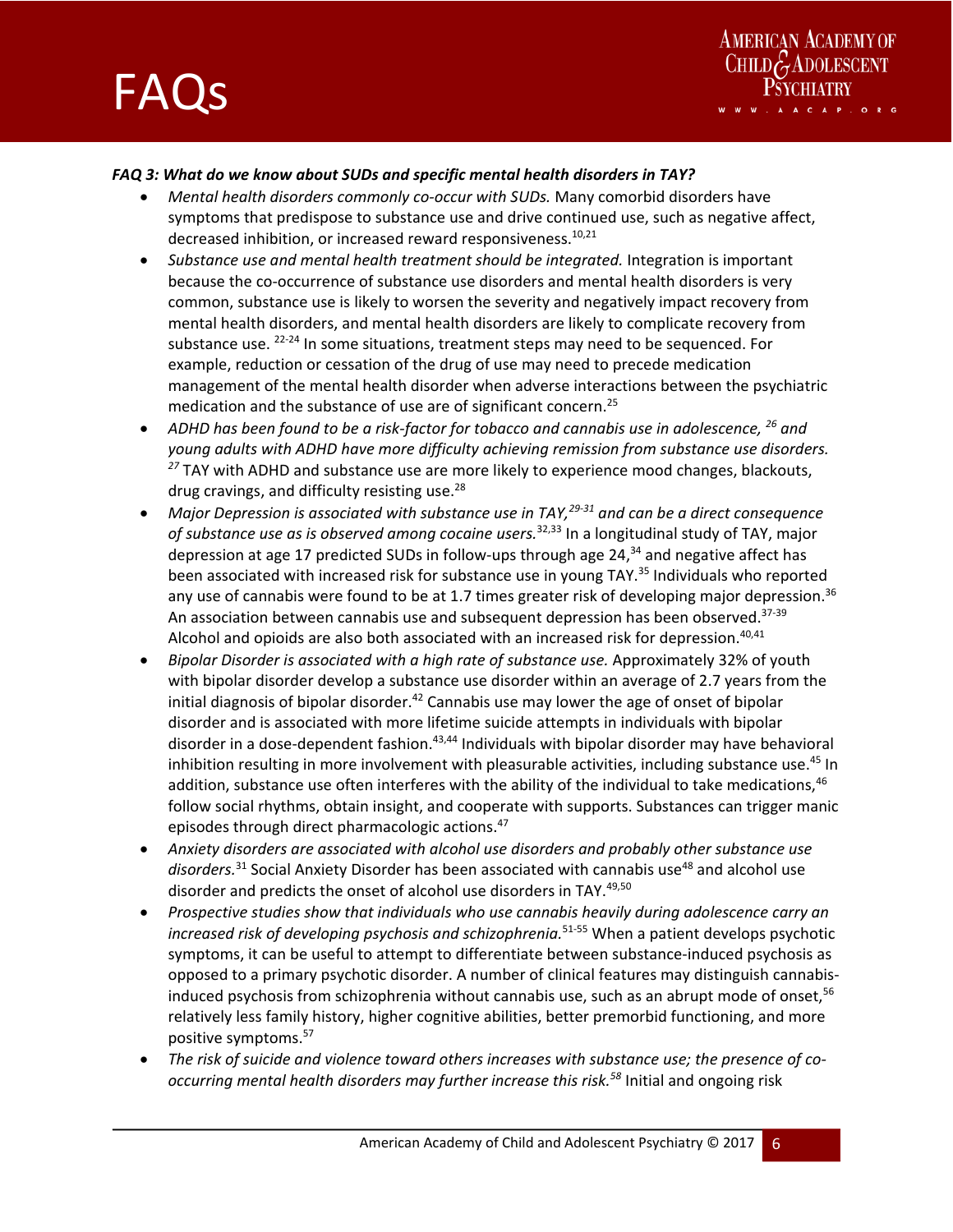***FAQ 3: What do we know about SUDs and specific mental health disorders in TAY?***

- *Mental health disorders commonly co-occur with SUDs.* Many comorbid disorders have symptoms that predispose to substance use and drive continued use, such as negative affect, decreased inhibition, or increased reward responsiveness.[10,21]
- *Substance use and mental health treatment should be integrated.* Integration is important because the co-occurrence of substance use disorders and mental health disorders is very common, substance use is likely to worsen the severity and negatively impact recovery from mental health disorders, and mental health disorders are likely to complicate recovery from substance use. [22-24] In some situations, treatment steps may need to be sequenced. For example, reduction or cessation of the drug of use may need to precede medication management of the mental health disorder when adverse interactions between the psychiatric medication and the substance of use are of significant concern.[25]
- *ADHD has been found to be a risk-factor for tobacco and cannabis use in adolescence,* [26] *and young adults with ADHD have more difficulty achieving remission from substance use disorders.* [27] TAY with ADHD and substance use are more likely to experience mood changes, blackouts, drug cravings, and difficulty resisting use.[28]
- *Major Depression is associated with substance use in TAY,*[29-31] *and can be a direct consequence of substance use as is observed among cocaine users.*[32,33] In a longitudinal study of TAY, major depression at age 17 predicted SUDs in follow-ups through age 24,[34] and negative affect has been associated with increased risk for substance use in young TAY.[35] Individuals who reported any use of cannabis were found to be at 1.7 times greater risk of developing major depression.[36] An association between cannabis use and subsequent depression has been observed.[37-39] Alcohol and opioids are also both associated with an increased risk for depression.[40,41]
- *Bipolar Disorder is associated with a high rate of substance use.* Approximately 32% of youth with bipolar disorder develop a substance use disorder within an average of 2.7 years from the initial diagnosis of bipolar disorder.[42] Cannabis use may lower the age of onset of bipolar disorder and is associated with more lifetime suicide attempts in individuals with bipolar disorder in a dose-dependent fashion.[43,44] Individuals with bipolar disorder may have behavioral inhibition resulting in more involvement with pleasurable activities, including substance use.[45] In addition, substance use often interferes with the ability of the individual to take medications,[46] follow social rhythms, obtain insight, and cooperate with supports. Substances can trigger manic episodes through direct pharmacologic actions.[47]
- *Anxiety disorders are associated with alcohol use disorders and probably other substance use disorders.*[31] Social Anxiety Disorder has been associated with cannabis use[48] and alcohol use disorder and predicts the onset of alcohol use disorders in TAY.[49,50]
- *Prospective studies show that individuals who use cannabis heavily during adolescence carry an increased risk of developing psychosis and schizophrenia.*[51-55] When a patient develops psychotic symptoms, it can be useful to attempt to differentiate between substance-induced psychosis as opposed to a primary psychotic disorder. A number of clinical features may distinguish cannabis-induced psychosis from schizophrenia without cannabis use, such as an abrupt mode of onset,[56] relatively less family history, higher cognitive abilities, better premorbid functioning, and more positive symptoms.[57]
- *The risk of suicide and violence toward others increases with substance use; the presence of co-occurring mental health disorders may further increase this risk.*[58] Initial and ongoing risk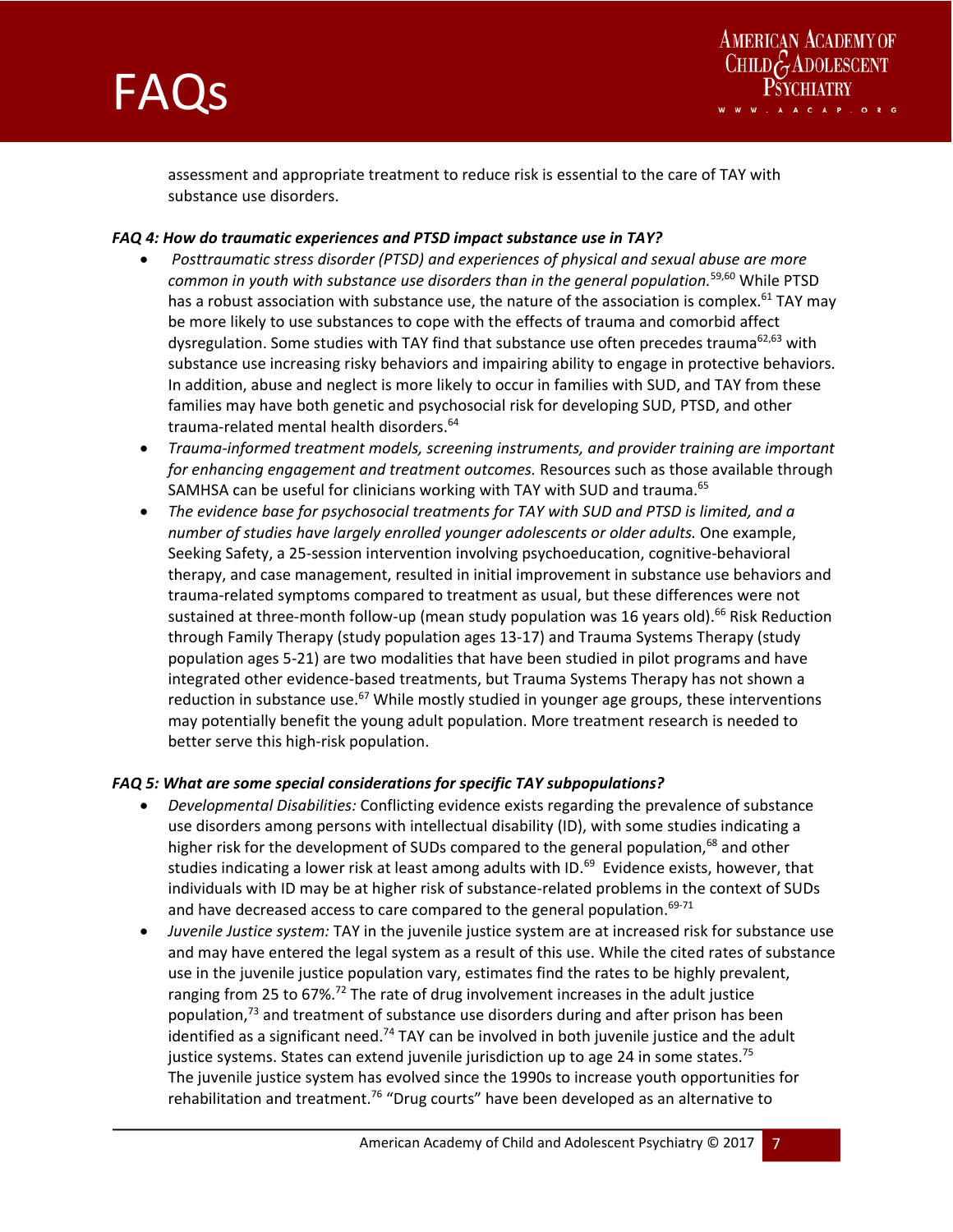assessment and appropriate treatment to reduce risk is essential to the care of TAY with substance use disorders.

***FAQ 4: How do traumatic experiences and PTSD impact substance use in TAY?***

- *Posttraumatic stress disorder (PTSD) and experiences of physical and sexual abuse are more common in youth with substance use disorders than in the general population.*[59,60] While PTSD has a robust association with substance use, the nature of the association is complex.[61] TAY may be more likely to use substances to cope with the effects of trauma and comorbid affect dysregulation. Some studies with TAY find that substance use often precedes trauma[62,63] with substance use increasing risky behaviors and impairing ability to engage in protective behaviors. In addition, abuse and neglect is more likely to occur in families with SUD, and TAY from these families may have both genetic and psychosocial risk for developing SUD, PTSD, and other trauma-related mental health disorders.[64]
- *Trauma-informed treatment models, screening instruments, and provider training are important for enhancing engagement and treatment outcomes.* Resources such as those available through SAMHSA can be useful for clinicians working with TAY with SUD and trauma.[65]
- *The evidence base for psychosocial treatments for TAY with SUD and PTSD is limited, and a number of studies have largely enrolled younger adolescents or older adults.* One example, Seeking Safety, a 25-session intervention involving psychoeducation, cognitive-behavioral therapy, and case management, resulted in initial improvement in substance use behaviors and trauma-related symptoms compared to treatment as usual, but these differences were not sustained at three-month follow-up (mean study population was 16 years old).[66] Risk Reduction through Family Therapy (study population ages 13-17) and Trauma Systems Therapy (study population ages 5-21) are two modalities that have been studied in pilot programs and have integrated other evidence-based treatments, but Trauma Systems Therapy has not shown a reduction in substance use.[67] While mostly studied in younger age groups, these interventions may potentially benefit the young adult population. More treatment research is needed to better serve this high-risk population.

***FAQ 5: What are some special considerations for specific TAY subpopulations?***

- *Developmental Disabilities:* Conflicting evidence exists regarding the prevalence of substance use disorders among persons with intellectual disability (ID), with some studies indicating a higher risk for the development of SUDs compared to the general population,[68] and other studies indicating a lower risk at least among adults with ID.[69] Evidence exists, however, that individuals with ID may be at higher risk of substance-related problems in the context of SUDs and have decreased access to care compared to the general population.[69-71]
- *Juvenile Justice system:* TAY in the juvenile justice system are at increased risk for substance use and may have entered the legal system as a result of this use. While the cited rates of substance use in the juvenile justice population vary, estimates find the rates to be highly prevalent, ranging from 25 to 67%.[72] The rate of drug involvement increases in the adult justice population,[73] and treatment of substance use disorders during and after prison has been identified as a significant need.[74] TAY can be involved in both juvenile justice and the adult justice systems. States can extend juvenile jurisdiction up to age 24 in some states.[75] The juvenile justice system has evolved since the 1990s to increase youth opportunities for rehabilitation and treatment.[76] "Drug courts" have been developed as an alternative to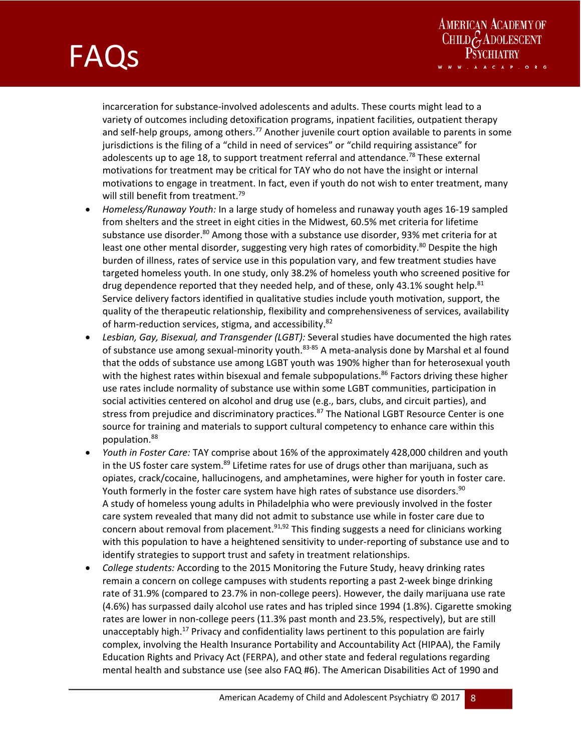incarceration for substance-involved adolescents and adults. These courts might lead to a variety of outcomes including detoxification programs, inpatient facilities, outpatient therapy and self-help groups, among others.[77] Another juvenile court option available to parents in some jurisdictions is the filing of a "child in need of services" or "child requiring assistance" for adolescents up to age 18, to support treatment referral and attendance.[78] These external motivations for treatment may be critical for TAY who do not have the insight or internal motivations to engage in treatment. In fact, even if youth do not wish to enter treatment, many will still benefit from treatment.[79]

- *Homeless/Runaway Youth:* In a large study of homeless and runaway youth ages 16-19 sampled from shelters and the street in eight cities in the Midwest, 60.5% met criteria for lifetime substance use disorder.[80] Among those with a substance use disorder, 93% met criteria for at least one other mental disorder, suggesting very high rates of comorbidity.[80] Despite the high burden of illness, rates of service use in this population vary, and few treatment studies have targeted homeless youth. In one study, only 38.2% of homeless youth who screened positive for drug dependence reported that they needed help, and of these, only 43.1% sought help.[81] Service delivery factors identified in qualitative studies include youth motivation, support, the quality of the therapeutic relationship, flexibility and comprehensiveness of services, availability of harm-reduction services, stigma, and accessibility.[82]
- *Lesbian, Gay, Bisexual, and Transgender (LGBT):* Several studies have documented the high rates of substance use among sexual-minority youth.[83-85] A meta-analysis done by Marshal et al found that the odds of substance use among LGBT youth was 190% higher than for heterosexual youth with the highest rates within bisexual and female subpopulations.[86] Factors driving these higher use rates include normality of substance use within some LGBT communities, participation in social activities centered on alcohol and drug use (e.g., bars, clubs, and circuit parties), and stress from prejudice and discriminatory practices.[87] The National LGBT Resource Center is one source for training and materials to support cultural competency to enhance care within this population.[88]
- *Youth in Foster Care:* TAY comprise about 16% of the approximately 428,000 children and youth in the US foster care system.[89] Lifetime rates for use of drugs other than marijuana, such as opiates, crack/cocaine, hallucinogens, and amphetamines, were higher for youth in foster care. Youth formerly in the foster care system have high rates of substance use disorders.[90] A study of homeless young adults in Philadelphia who were previously involved in the foster care system revealed that many did not admit to substance use while in foster care due to concern about removal from placement.[91,92] This finding suggests a need for clinicians working with this population to have a heightened sensitivity to under-reporting of substance use and to identify strategies to support trust and safety in treatment relationships.
- *College students:* According to the 2015 Monitoring the Future Study, heavy drinking rates remain a concern on college campuses with students reporting a past 2-week binge drinking rate of 31.9% (compared to 23.7% in non-college peers). However, the daily marijuana use rate (4.6%) has surpassed daily alcohol use rates and has tripled since 1994 (1.8%). Cigarette smoking rates are lower in non-college peers (11.3% past month and 23.5%, respectively), but are still unacceptably high.[17] Privacy and confidentiality laws pertinent to this population are fairly complex, involving the Health Insurance Portability and Accountability Act (HIPAA), the Family Education Rights and Privacy Act (FERPA), and other state and federal regulations regarding mental health and substance use (see also FAQ #6). The American Disabilities Act of 1990 and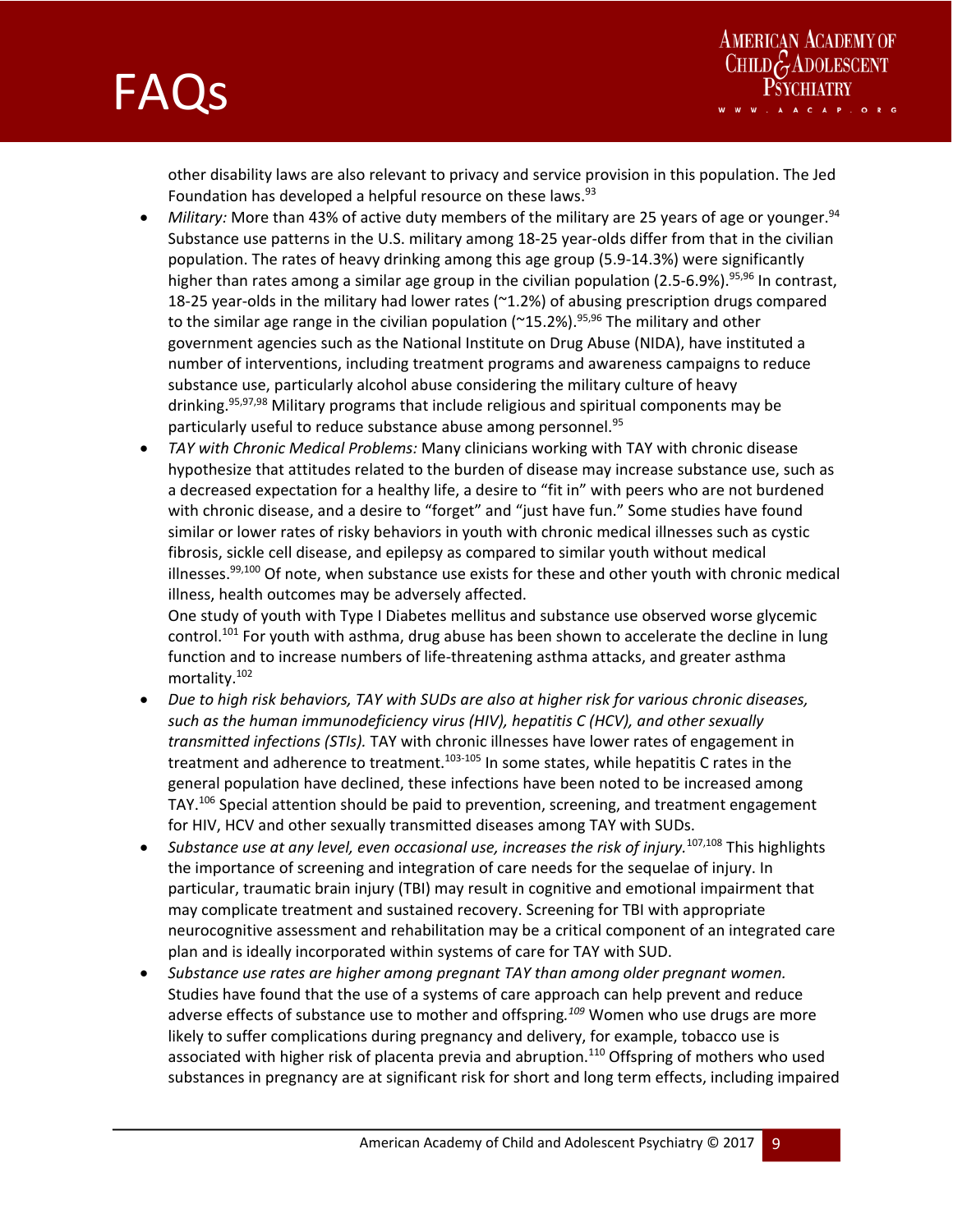other disability laws are also relevant to privacy and service provision in this population. The Jed Foundation has developed a helpful resource on these laws.[93]

- *Military:* More than 43% of active duty members of the military are 25 years of age or younger.[94] Substance use patterns in the U.S. military among 18-25 year-olds differ from that in the civilian population. The rates of heavy drinking among this age group (5.9-14.3%) were significantly higher than rates among a similar age group in the civilian population (2.5-6.9%).[95,96] In contrast, 18-25 year-olds in the military had lower rates (~1.2%) of abusing prescription drugs compared to the similar age range in the civilian population (~15.2%).[95,96] The military and other government agencies such as the National Institute on Drug Abuse (NIDA), have instituted a number of interventions, including treatment programs and awareness campaigns to reduce substance use, particularly alcohol abuse considering the military culture of heavy drinking.[95,97,98] Military programs that include religious and spiritual components may be particularly useful to reduce substance abuse among personnel.[95]
- *TAY with Chronic Medical Problems:* Many clinicians working with TAY with chronic disease hypothesize that attitudes related to the burden of disease may increase substance use, such as a decreased expectation for a healthy life, a desire to "fit in" with peers who are not burdened with chronic disease, and a desire to "forget" and "just have fun." Some studies have found similar or lower rates of risky behaviors in youth with chronic medical illnesses such as cystic fibrosis, sickle cell disease, and epilepsy as compared to similar youth without medical illnesses.[99,100] Of note, when substance use exists for these and other youth with chronic medical illness, health outcomes may be adversely affected.
  One study of youth with Type I Diabetes mellitus and substance use observed worse glycemic control.[101] For youth with asthma, drug abuse has been shown to accelerate the decline in lung function and to increase numbers of life-threatening asthma attacks, and greater asthma mortality.[102]
- *Due to high risk behaviors, TAY with SUDs are also at higher risk for various chronic diseases, such as the human immunodeficiency virus (HIV), hepatitis C (HCV), and other sexually transmitted infections (STIs).* TAY with chronic illnesses have lower rates of engagement in treatment and adherence to treatment.[103-105] In some states, while hepatitis C rates in the general population have declined, these infections have been noted to be increased among TAY.[106] Special attention should be paid to prevention, screening, and treatment engagement for HIV, HCV and other sexually transmitted diseases among TAY with SUDs.
- *Substance use at any level, even occasional use, increases the risk of injury.*[107,108] This highlights the importance of screening and integration of care needs for the sequelae of injury. In particular, traumatic brain injury (TBI) may result in cognitive and emotional impairment that may complicate treatment and sustained recovery. Screening for TBI with appropriate neurocognitive assessment and rehabilitation may be a critical component of an integrated care plan and is ideally incorporated within systems of care for TAY with SUD.
- *Substance use rates are higher among pregnant TAY than among older pregnant women.* Studies have found that the use of a systems of care approach can help prevent and reduce adverse effects of substance use to mother and offspring.[109] Women who use drugs are more likely to suffer complications during pregnancy and delivery, for example, tobacco use is associated with higher risk of placenta previa and abruption.[110] Offspring of mothers who used substances in pregnancy are at significant risk for short and long term effects, including impaired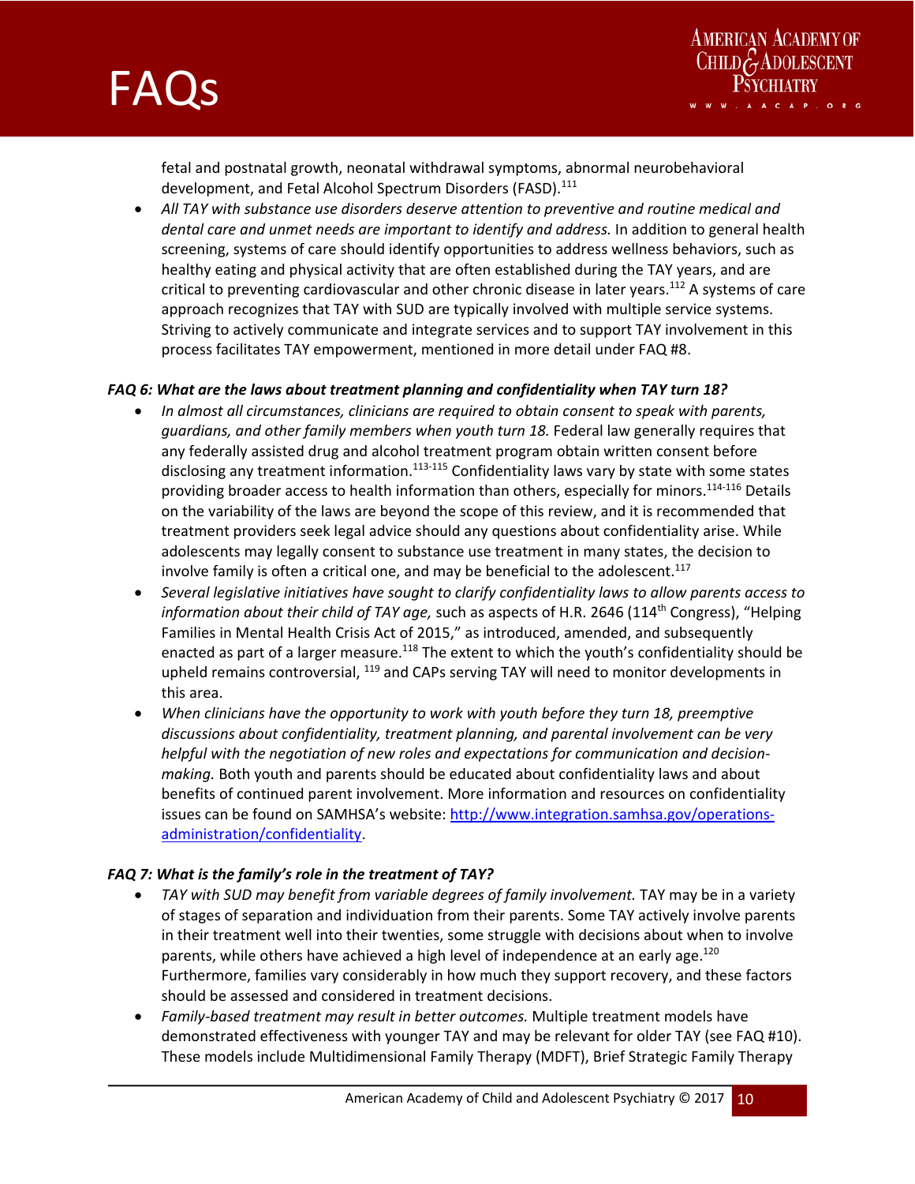fetal and postnatal growth, neonatal withdrawal symptoms, abnormal neurobehavioral development, and Fetal Alcohol Spectrum Disorders (FASD).[111]

- *All TAY with substance use disorders deserve attention to preventive and routine medical and dental care and unmet needs are important to identify and address.* In addition to general health screening, systems of care should identify opportunities to address wellness behaviors, such as healthy eating and physical activity that are often established during the TAY years, and are critical to preventing cardiovascular and other chronic disease in later years.[112] A systems of care approach recognizes that TAY with SUD are typically involved with multiple service systems. Striving to actively communicate and integrate services and to support TAY involvement in this process facilitates TAY empowerment, mentioned in more detail under FAQ #8.

***FAQ 6: What are the laws about treatment planning and confidentiality when TAY turn 18?***

- *In almost all circumstances, clinicians are required to obtain consent to speak with parents, guardians, and other family members when youth turn 18.* Federal law generally requires that any federally assisted drug and alcohol treatment program obtain written consent before disclosing any treatment information.[113-115] Confidentiality laws vary by state with some states providing broader access to health information than others, especially for minors.[114-116] Details on the variability of the laws are beyond the scope of this review, and it is recommended that treatment providers seek legal advice should any questions about confidentiality arise. While adolescents may legally consent to substance use treatment in many states, the decision to involve family is often a critical one, and may be beneficial to the adolescent.[117]
- *Several legislative initiatives have sought to clarify confidentiality laws to allow parents access to information about their child of TAY age,* such as aspects of H.R. 2646 (114th Congress), "Helping Families in Mental Health Crisis Act of 2015," as introduced, amended, and subsequently enacted as part of a larger measure.[118] The extent to which the youth's confidentiality should be upheld remains controversial, [119] and CAPs serving TAY will need to monitor developments in this area.
- *When clinicians have the opportunity to work with youth before they turn 18, preemptive discussions about confidentiality, treatment planning, and parental involvement can be very helpful with the negotiation of new roles and expectations for communication and decision-making.* Both youth and parents should be educated about confidentiality laws and about benefits of continued parent involvement. More information and resources on confidentiality issues can be found on SAMHSA's website: [http://www.integration.samhsa.gov/operations-administration/confidentiality](http://www.integration.samhsa.gov/operations-administration/confidentiality).

***FAQ 7: What is the family's role in the treatment of TAY?***

- *TAY with SUD may benefit from variable degrees of family involvement.* TAY may be in a variety of stages of separation and individuation from their parents. Some TAY actively involve parents in their treatment well into their twenties, some struggle with decisions about when to involve parents, while others have achieved a high level of independence at an early age.[120] Furthermore, families vary considerably in how much they support recovery, and these factors should be assessed and considered in treatment decisions.
- *Family-based treatment may result in better outcomes.* Multiple treatment models have demonstrated effectiveness with younger TAY and may be relevant for older TAY (see FAQ #10). These models include Multidimensional Family Therapy (MDFT), Brief Strategic Family Therapy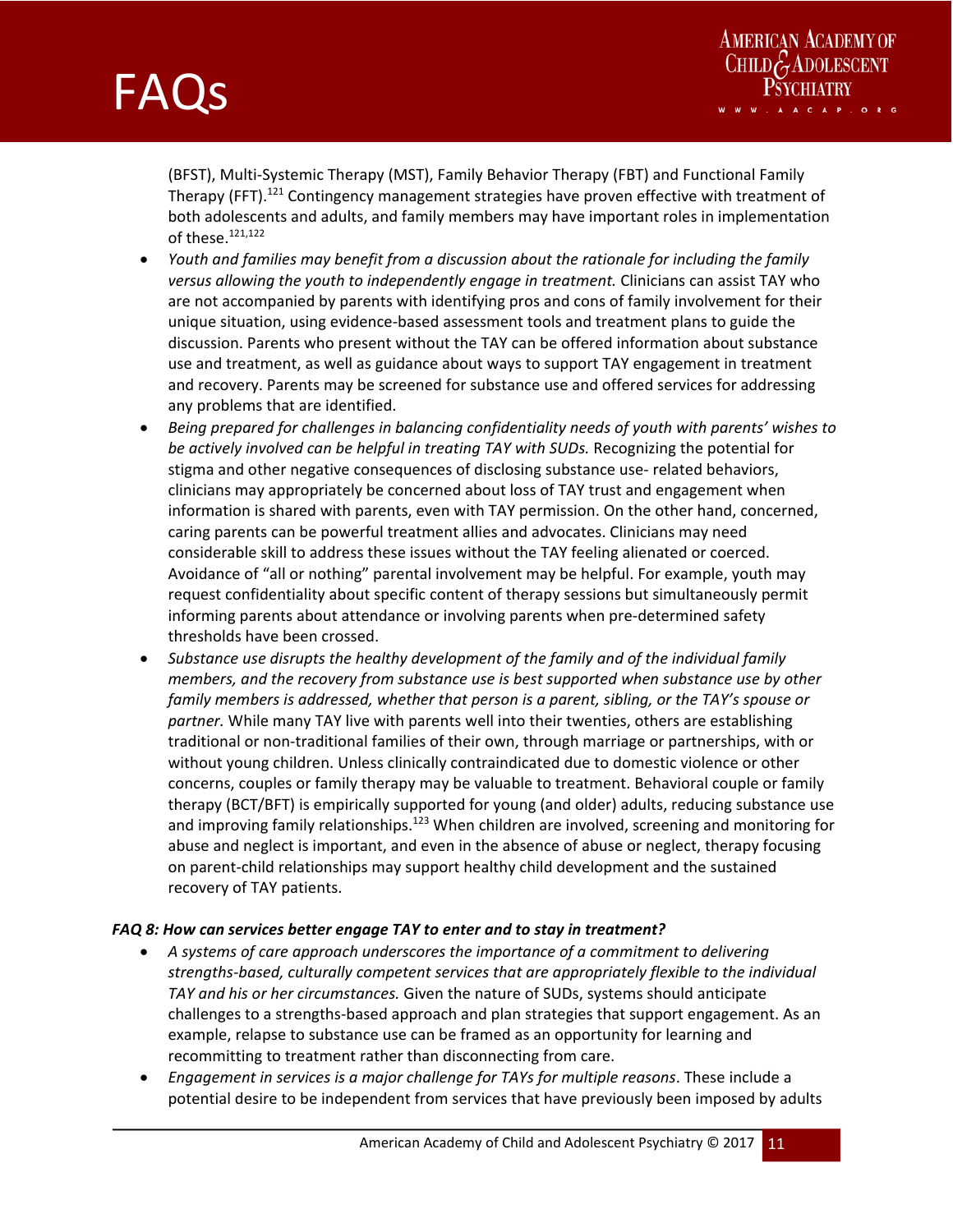(BFST), Multi-Systemic Therapy (MST), Family Behavior Therapy (FBT) and Functional Family Therapy (FFT).[121] Contingency management strategies have proven effective with treatment of both adolescents and adults, and family members may have important roles in implementation of these.[121,122]

- *Youth and families may benefit from a discussion about the rationale for including the family versus allowing the youth to independently engage in treatment.* Clinicians can assist TAY who are not accompanied by parents with identifying pros and cons of family involvement for their unique situation, using evidence-based assessment tools and treatment plans to guide the discussion. Parents who present without the TAY can be offered information about substance use and treatment, as well as guidance about ways to support TAY engagement in treatment and recovery. Parents may be screened for substance use and offered services for addressing any problems that are identified.
- *Being prepared for challenges in balancing confidentiality needs of youth with parents' wishes to be actively involved can be helpful in treating TAY with SUDs.* Recognizing the potential for stigma and other negative consequences of disclosing substance use- related behaviors, clinicians may appropriately be concerned about loss of TAY trust and engagement when information is shared with parents, even with TAY permission. On the other hand, concerned, caring parents can be powerful treatment allies and advocates. Clinicians may need considerable skill to address these issues without the TAY feeling alienated or coerced. Avoidance of "all or nothing" parental involvement may be helpful. For example, youth may request confidentiality about specific content of therapy sessions but simultaneously permit informing parents about attendance or involving parents when pre-determined safety thresholds have been crossed.
- *Substance use disrupts the healthy development of the family and of the individual family members, and the recovery from substance use is best supported when substance use by other family members is addressed, whether that person is a parent, sibling, or the TAY's spouse or partner.* While many TAY live with parents well into their twenties, others are establishing traditional or non-traditional families of their own, through marriage or partnerships, with or without young children. Unless clinically contraindicated due to domestic violence or other concerns, couples or family therapy may be valuable to treatment. Behavioral couple or family therapy (BCT/BFT) is empirically supported for young (and older) adults, reducing substance use and improving family relationships.[123] When children are involved, screening and monitoring for abuse and neglect is important, and even in the absence of abuse or neglect, therapy focusing on parent-child relationships may support healthy child development and the sustained recovery of TAY patients.

***FAQ 8: How can services better engage TAY to enter and to stay in treatment?***

- *A systems of care approach underscores the importance of a commitment to delivering strengths-based, culturally competent services that are appropriately flexible to the individual TAY and his or her circumstances.* Given the nature of SUDs, systems should anticipate challenges to a strengths-based approach and plan strategies that support engagement. As an example, relapse to substance use can be framed as an opportunity for learning and recommitting to treatment rather than disconnecting from care.
- *Engagement in services is a major challenge for TAYs for multiple reasons*. These include a potential desire to be independent from services that have previously been imposed by adults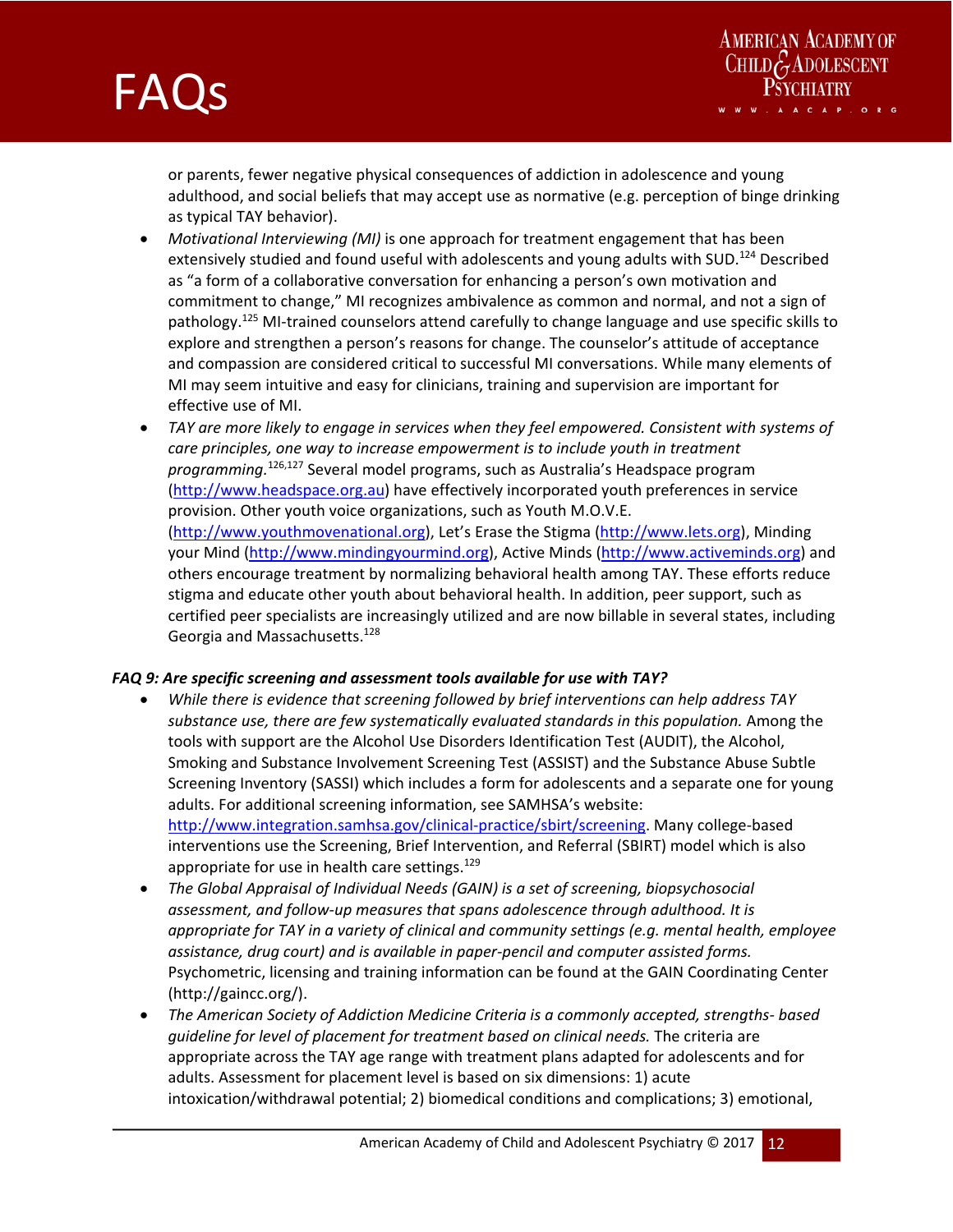or parents, fewer negative physical consequences of addiction in adolescence and young adulthood, and social beliefs that may accept use as normative (e.g. perception of binge drinking as typical TAY behavior).

- *Motivational Interviewing (MI)* is one approach for treatment engagement that has been extensively studied and found useful with adolescents and young adults with SUD.[124] Described as "a form of a collaborative conversation for enhancing a person's own motivation and commitment to change," MI recognizes ambivalence as common and normal, and not a sign of pathology.[125] MI-trained counselors attend carefully to change language and use specific skills to explore and strengthen a person's reasons for change. The counselor's attitude of acceptance and compassion are considered critical to successful MI conversations. While many elements of MI may seem intuitive and easy for clinicians, training and supervision are important for effective use of MI.
- *TAY are more likely to engage in services when they feel empowered. Consistent with systems of care principles, one way to increase empowerment is to include youth in treatment programming.*[126,127] Several model programs, such as Australia's Headspace program (http://www.headspace.org.au) have effectively incorporated youth preferences in service provision. Other youth voice organizations, such as Youth M.O.V.E. (http://www.youthmovenational.org), Let's Erase the Stigma (http://www.lets.org), Minding your Mind (http://www.mindingyourmind.org), Active Minds (http://www.activeminds.org) and others encourage treatment by normalizing behavioral health among TAY. These efforts reduce stigma and educate other youth about behavioral health. In addition, peer support, such as certified peer specialists are increasingly utilized and are now billable in several states, including Georgia and Massachusetts.[128]

### *FAQ 9: Are specific screening and assessment tools available for use with TAY?*

- *While there is evidence that screening followed by brief interventions can help address TAY substance use, there are few systematically evaluated standards in this population.* Among the tools with support are the Alcohol Use Disorders Identification Test (AUDIT), the Alcohol, Smoking and Substance Involvement Screening Test (ASSIST) and the Substance Abuse Subtle Screening Inventory (SASSI) which includes a form for adolescents and a separate one for young adults. For additional screening information, see SAMHSA's website: http://www.integration.samhsa.gov/clinical-practice/sbirt/screening. Many college-based interventions use the Screening, Brief Intervention, and Referral (SBIRT) model which is also appropriate for use in health care settings.[129]
- *The Global Appraisal of Individual Needs (GAIN) is a set of screening, biopsychosocial assessment, and follow-up measures that spans adolescence through adulthood. It is appropriate for TAY in a variety of clinical and community settings (e.g. mental health, employee assistance, drug court) and is available in paper-pencil and computer assisted forms.* Psychometric, licensing and training information can be found at the GAIN Coordinating Center (http://gaincc.org/).
- *The American Society of Addiction Medicine Criteria is a commonly accepted, strengths- based guideline for level of placement for treatment based on clinical needs.* The criteria are appropriate across the TAY age range with treatment plans adapted for adolescents and for adults. Assessment for placement level is based on six dimensions: 1) acute intoxication/withdrawal potential; 2) biomedical conditions and complications; 3) emotional,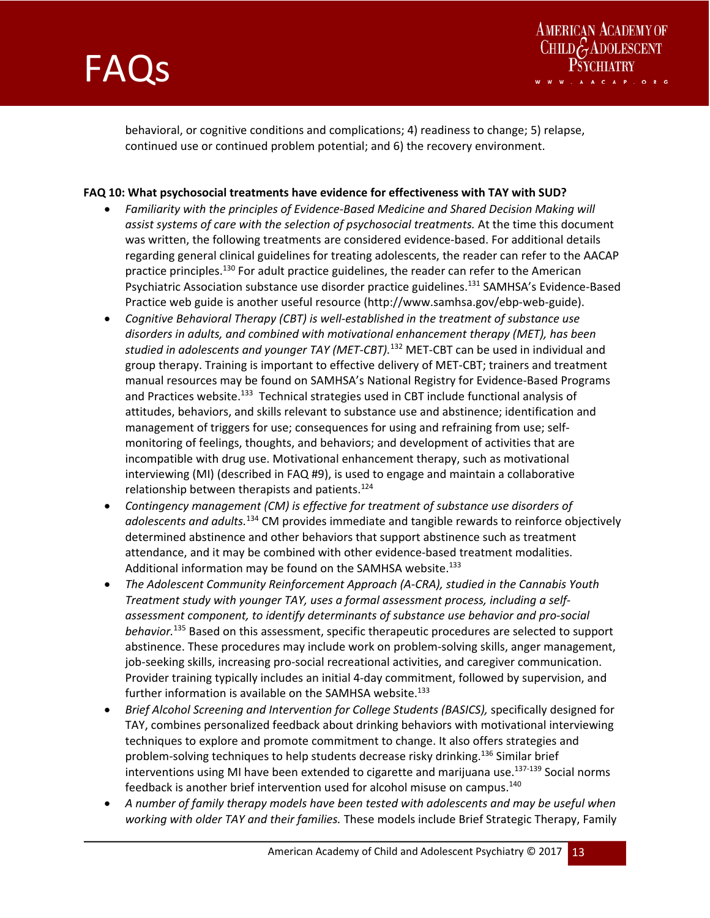behavioral, or cognitive conditions and complications; 4) readiness to change; 5) relapse, continued use or continued problem potential; and 6) the recovery environment.

**FAQ 10: What psychosocial treatments have evidence for effectiveness with TAY with SUD?**

- *Familiarity with the principles of Evidence-Based Medicine and Shared Decision Making will assist systems of care with the selection of psychosocial treatments.* At the time this document was written, the following treatments are considered evidence-based. For additional details regarding general clinical guidelines for treating adolescents, the reader can refer to the AACAP practice principles.[130] For adult practice guidelines, the reader can refer to the American Psychiatric Association substance use disorder practice guidelines.[131] SAMHSA's Evidence-Based Practice web guide is another useful resource (http://www.samhsa.gov/ebp-web-guide).
- *Cognitive Behavioral Therapy (CBT) is well-established in the treatment of substance use disorders in adults, and combined with motivational enhancement therapy (MET), has been studied in adolescents and younger TAY (MET-CBT).*[132] MET-CBT can be used in individual and group therapy. Training is important to effective delivery of MET-CBT; trainers and treatment manual resources may be found on SAMHSA's National Registry for Evidence-Based Programs and Practices website.[133] Technical strategies used in CBT include functional analysis of attitudes, behaviors, and skills relevant to substance use and abstinence; identification and management of triggers for use; consequences for using and refraining from use; self-monitoring of feelings, thoughts, and behaviors; and development of activities that are incompatible with drug use. Motivational enhancement therapy, such as motivational interviewing (MI) (described in FAQ #9), is used to engage and maintain a collaborative relationship between therapists and patients.[124]
- *Contingency management (CM) is effective for treatment of substance use disorders of adolescents and adults.*[134] CM provides immediate and tangible rewards to reinforce objectively determined abstinence and other behaviors that support abstinence such as treatment attendance, and it may be combined with other evidence-based treatment modalities. Additional information may be found on the SAMHSA website.[133]
- *The Adolescent Community Reinforcement Approach (A-CRA), studied in the Cannabis Youth Treatment study with younger TAY, uses a formal assessment process, including a self-assessment component, to identify determinants of substance use behavior and pro-social behavior.*[135] Based on this assessment, specific therapeutic procedures are selected to support abstinence. These procedures may include work on problem-solving skills, anger management, job-seeking skills, increasing pro-social recreational activities, and caregiver communication. Provider training typically includes an initial 4-day commitment, followed by supervision, and further information is available on the SAMHSA website.[133]
- *Brief Alcohol Screening and Intervention for College Students (BASICS),* specifically designed for TAY, combines personalized feedback about drinking behaviors with motivational interviewing techniques to explore and promote commitment to change. It also offers strategies and problem-solving techniques to help students decrease risky drinking.[136] Similar brief interventions using MI have been extended to cigarette and marijuana use.[137-139] Social norms feedback is another brief intervention used for alcohol misuse on campus.[140]
- *A number of family therapy models have been tested with adolescents and may be useful when working with older TAY and their families.* These models include Brief Strategic Therapy, Family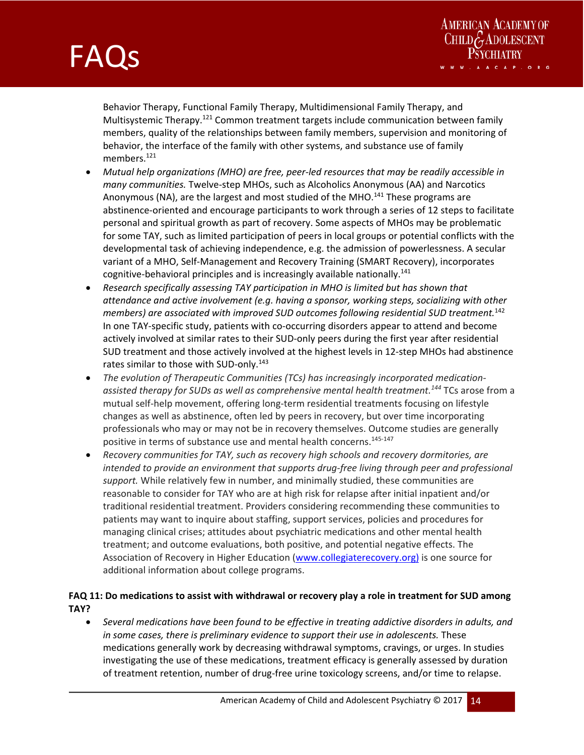Behavior Therapy, Functional Family Therapy, Multidimensional Family Therapy, and Multisystemic Therapy.[121] Common treatment targets include communication between family members, quality of the relationships between family members, supervision and monitoring of behavior, the interface of the family with other systems, and substance use of family members.[121]

- *Mutual help organizations (MHO) are free, peer-led resources that may be readily accessible in many communities.* Twelve-step MHOs, such as Alcoholics Anonymous (AA) and Narcotics Anonymous (NA), are the largest and most studied of the MHO.[141] These programs are abstinence-oriented and encourage participants to work through a series of 12 steps to facilitate personal and spiritual growth as part of recovery. Some aspects of MHOs may be problematic for some TAY, such as limited participation of peers in local groups or potential conflicts with the developmental task of achieving independence, e.g. the admission of powerlessness. A secular variant of a MHO, Self-Management and Recovery Training (SMART Recovery), incorporates cognitive-behavioral principles and is increasingly available nationally.[141]
- *Research specifically assessing TAY participation in MHO is limited but has shown that attendance and active involvement (e.g. having a sponsor, working steps, socializing with other members) are associated with improved SUD outcomes following residential SUD treatment.*[142] In one TAY-specific study, patients with co-occurring disorders appear to attend and become actively involved at similar rates to their SUD-only peers during the first year after residential SUD treatment and those actively involved at the highest levels in 12-step MHOs had abstinence rates similar to those with SUD-only.[143]
- *The evolution of Therapeutic Communities (TCs) has increasingly incorporated medication-assisted therapy for SUDs as well as comprehensive mental health treatment.*[144] TCs arose from a mutual self-help movement, offering long-term residential treatments focusing on lifestyle changes as well as abstinence, often led by peers in recovery, but over time incorporating professionals who may or may not be in recovery themselves. Outcome studies are generally positive in terms of substance use and mental health concerns.[145-147]
- *Recovery communities for TAY, such as recovery high schools and recovery dormitories, are intended to provide an environment that supports drug-free living through peer and professional support.* While relatively few in number, and minimally studied, these communities are reasonable to consider for TAY who are at high risk for relapse after initial inpatient and/or traditional residential treatment. Providers considering recommending these communities to patients may want to inquire about staffing, support services, policies and procedures for managing clinical crises; attitudes about psychiatric medications and other mental health treatment; and outcome evaluations, both positive, and potential negative effects. The Association of Recovery in Higher Education ([www.collegiaterecovery.org)](http://www.collegiaterecovery.org) is one source for additional information about college programs.

**FAQ 11: Do medications to assist with withdrawal or recovery play a role in treatment for SUD among TAY?**

- *Several medications have been found to be effective in treating addictive disorders in adults, and in some cases, there is preliminary evidence to support their use in adolescents.* These medications generally work by decreasing withdrawal symptoms, cravings, or urges. In studies investigating the use of these medications, treatment efficacy is generally assessed by duration of treatment retention, number of drug-free urine toxicology screens, and/or time to relapse.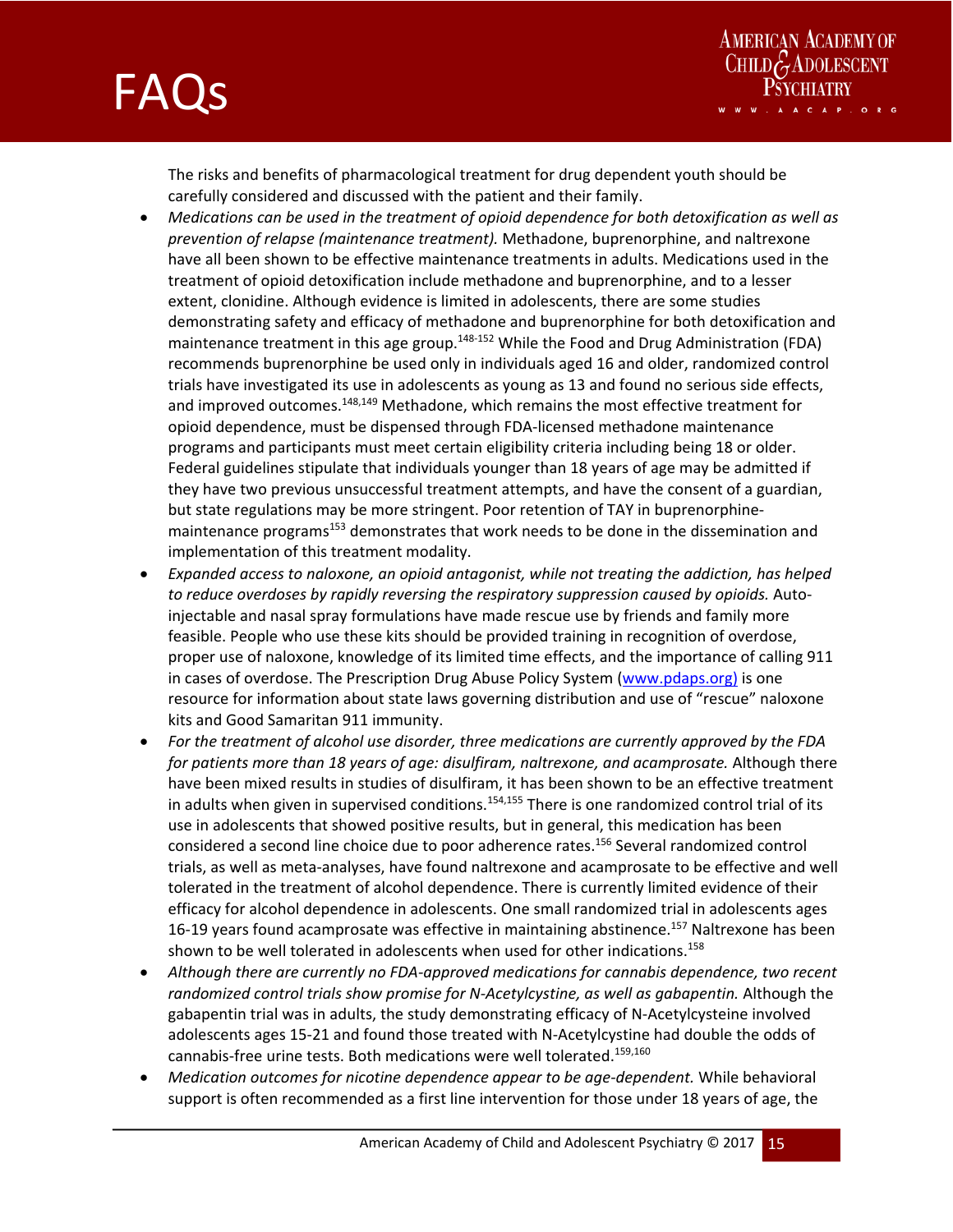The risks and benefits of pharmacological treatment for drug dependent youth should be carefully considered and discussed with the patient and their family.

- *Medications can be used in the treatment of opioid dependence for both detoxification as well as prevention of relapse (maintenance treatment).* Methadone, buprenorphine, and naltrexone have all been shown to be effective maintenance treatments in adults. Medications used in the treatment of opioid detoxification include methadone and buprenorphine, and to a lesser extent, clonidine. Although evidence is limited in adolescents, there are some studies demonstrating safety and efficacy of methadone and buprenorphine for both detoxification and maintenance treatment in this age group.[148-152] While the Food and Drug Administration (FDA) recommends buprenorphine be used only in individuals aged 16 and older, randomized control trials have investigated its use in adolescents as young as 13 and found no serious side effects, and improved outcomes.[148,149] Methadone, which remains the most effective treatment for opioid dependence, must be dispensed through FDA-licensed methadone maintenance programs and participants must meet certain eligibility criteria including being 18 or older. Federal guidelines stipulate that individuals younger than 18 years of age may be admitted if they have two previous unsuccessful treatment attempts, and have the consent of a guardian, but state regulations may be more stringent. Poor retention of TAY in buprenorphine-maintenance programs[153] demonstrates that work needs to be done in the dissemination and implementation of this treatment modality.
- *Expanded access to naloxone, an opioid antagonist, while not treating the addiction, has helped to reduce overdoses by rapidly reversing the respiratory suppression caused by opioids.* Auto-injectable and nasal spray formulations have made rescue use by friends and family more feasible. People who use these kits should be provided training in recognition of overdose, proper use of naloxone, knowledge of its limited time effects, and the importance of calling 911 in cases of overdose. The Prescription Drug Abuse Policy System (www.pdaps.org) is one resource for information about state laws governing distribution and use of "rescue" naloxone kits and Good Samaritan 911 immunity.
- *For the treatment of alcohol use disorder, three medications are currently approved by the FDA for patients more than 18 years of age: disulfiram, naltrexone, and acamprosate.* Although there have been mixed results in studies of disulfiram, it has been shown to be an effective treatment in adults when given in supervised conditions.[154,155] There is one randomized control trial of its use in adolescents that showed positive results, but in general, this medication has been considered a second line choice due to poor adherence rates.[156] Several randomized control trials, as well as meta-analyses, have found naltrexone and acamprosate to be effective and well tolerated in the treatment of alcohol dependence. There is currently limited evidence of their efficacy for alcohol dependence in adolescents. One small randomized trial in adolescents ages 16-19 years found acamprosate was effective in maintaining abstinence.[157] Naltrexone has been shown to be well tolerated in adolescents when used for other indications.[158]
- *Although there are currently no FDA-approved medications for cannabis dependence, two recent randomized control trials show promise for N-Acetylcystine, as well as gabapentin.* Although the gabapentin trial was in adults, the study demonstrating efficacy of N-Acetylcysteine involved adolescents ages 15-21 and found those treated with N-Acetylcystine had double the odds of cannabis-free urine tests. Both medications were well tolerated.[159,160]
- *Medication outcomes for nicotine dependence appear to be age-dependent.* While behavioral support is often recommended as a first line intervention for those under 18 years of age, the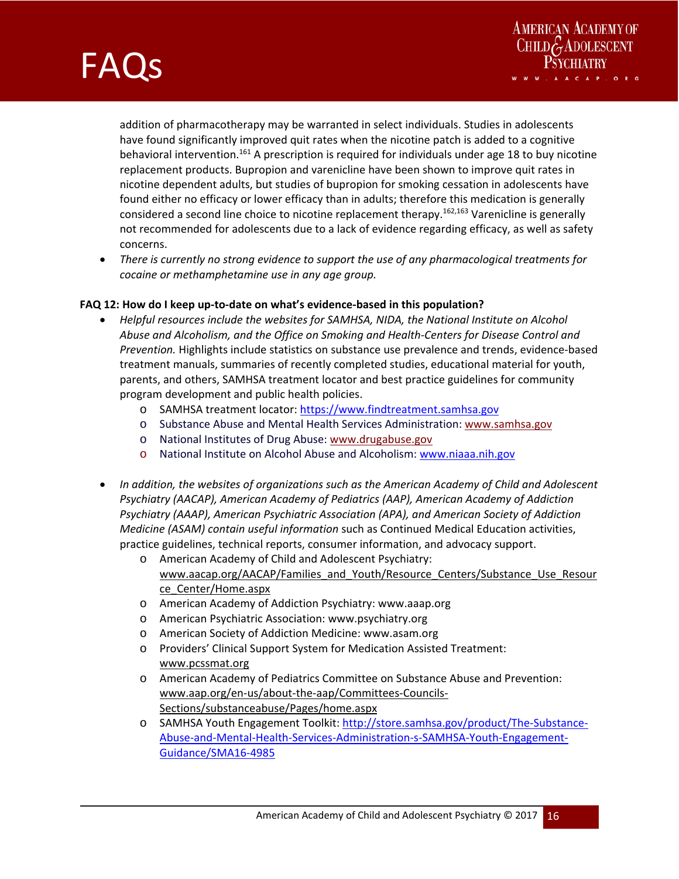addition of pharmacotherapy may be warranted in select individuals. Studies in adolescents have found significantly improved quit rates when the nicotine patch is added to a cognitive behavioral intervention.[161] A prescription is required for individuals under age 18 to buy nicotine replacement products. Bupropion and varenicline have been shown to improve quit rates in nicotine dependent adults, but studies of bupropion for smoking cessation in adolescents have found either no efficacy or lower efficacy than in adults; therefore this medication is generally considered a second line choice to nicotine replacement therapy.[162,163] Varenicline is generally not recommended for adolescents due to a lack of evidence regarding efficacy, as well as safety concerns.

- *There is currently no strong evidence to support the use of any pharmacological treatments for cocaine or methamphetamine use in any age group.*

**FAQ 12: How do I keep up-to-date on what's evidence-based in this population?**

- *Helpful resources include the websites for SAMHSA, NIDA, the National Institute on Alcohol Abuse and Alcoholism, and the Office on Smoking and Health-Centers for Disease Control and Prevention.* Highlights include statistics on substance use prevalence and trends, evidence-based treatment manuals, summaries of recently completed studies, educational material for youth, parents, and others, SAMHSA treatment locator and best practice guidelines for community program development and public health policies.
    - SAMHSA treatment locator: https://www.findtreatment.samhsa.gov
    - Substance Abuse and Mental Health Services Administration: www.samhsa.gov
    - National Institutes of Drug Abuse: www.drugabuse.gov
    - National Institute on Alcohol Abuse and Alcoholism: www.niaaa.nih.gov

- *In addition, the websites of organizations such as the American Academy of Child and Adolescent Psychiatry (AACAP), American Academy of Pediatrics (AAP), American Academy of Addiction Psychiatry (AAAP), American Psychiatric Association (APA), and American Society of Addiction Medicine (ASAM) contain useful information* such as Continued Medical Education activities, practice guidelines, technical reports, consumer information, and advocacy support.
    - American Academy of Child and Adolescent Psychiatry: www.aacap.org/AACAP/Families_and_Youth/Resource_Centers/Substance_Use_Resource_Center/Home.aspx
    - American Academy of Addiction Psychiatry: www.aaap.org
    - American Psychiatric Association: www.psychiatry.org
    - American Society of Addiction Medicine: www.asam.org
    - Providers' Clinical Support System for Medication Assisted Treatment: www.pcssmat.org
    - American Academy of Pediatrics Committee on Substance Abuse and Prevention: www.aap.org/en-us/about-the-aap/Committees-Councils-Sections/substanceabuse/Pages/home.aspx
    - SAMHSA Youth Engagement Toolkit: http://store.samhsa.gov/product/The-Substance-Abuse-and-Mental-Health-Services-Administration-s-SAMHSA-Youth-Engagement-Guidance/SMA16-4985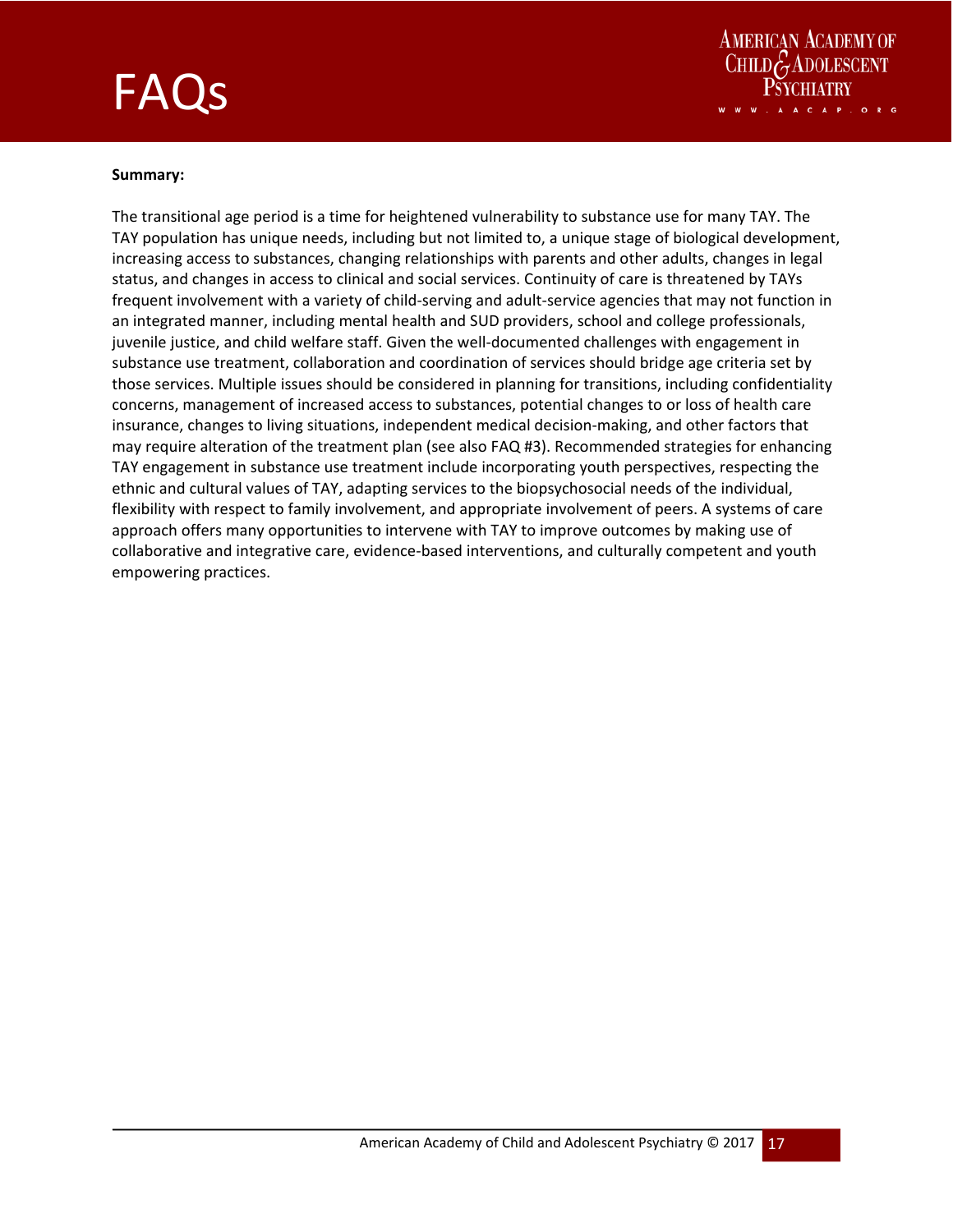**Summary:**

The transitional age period is a time for heightened vulnerability to substance use for many TAY. The TAY population has unique needs, including but not limited to, a unique stage of biological development, increasing access to substances, changing relationships with parents and other adults, changes in legal status, and changes in access to clinical and social services. Continuity of care is threatened by TAYs frequent involvement with a variety of child-serving and adult-service agencies that may not function in an integrated manner, including mental health and SUD providers, school and college professionals, juvenile justice, and child welfare staff. Given the well-documented challenges with engagement in substance use treatment, collaboration and coordination of services should bridge age criteria set by those services. Multiple issues should be considered in planning for transitions, including confidentiality concerns, management of increased access to substances, potential changes to or loss of health care insurance, changes to living situations, independent medical decision-making, and other factors that may require alteration of the treatment plan (see also FAQ #3). Recommended strategies for enhancing TAY engagement in substance use treatment include incorporating youth perspectives, respecting the ethnic and cultural values of TAY, adapting services to the biopsychosocial needs of the individual, flexibility with respect to family involvement, and appropriate involvement of peers. A systems of care approach offers many opportunities to intervene with TAY to improve outcomes by making use of collaborative and integrative care, evidence-based interventions, and culturally competent and youth empowering practices.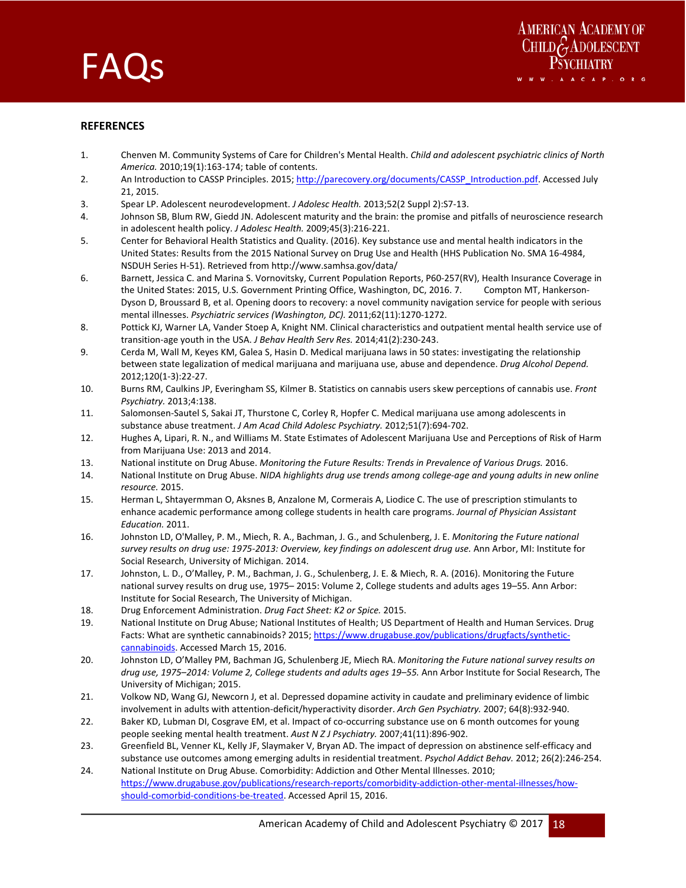## REFERENCES

1. Chenven M. Community Systems of Care for Children's Mental Health. *Child and adolescent psychiatric clinics of North America.* 2010;19(1):163-174; table of contents.
2. An Introduction to CASSP Principles. 2015; http://parecovery.org/documents/CASSP_Introduction.pdf. Accessed July 21, 2015.
3. Spear LP. Adolescent neurodevelopment. *J Adolesc Health.* 2013;52(2 Suppl 2):S7-13.
4. Johnson SB, Blum RW, Giedd JN. Adolescent maturity and the brain: the promise and pitfalls of neuroscience research in adolescent health policy. *J Adolesc Health.* 2009;45(3):216-221.
5. Center for Behavioral Health Statistics and Quality. (2016). Key substance use and mental health indicators in the United States: Results from the 2015 National Survey on Drug Use and Health (HHS Publication No. SMA 16-4984, NSDUH Series H-51). Retrieved from http://www.samhsa.gov/data/
6. Barnett, Jessica C. and Marina S. Vornovitsky, Current Population Reports, P60-257(RV), Health Insurance Coverage in the United States: 2015, U.S. Government Printing Office, Washington, DC, 2016. 7. Compton MT, Hankerson-Dyson D, Broussard B, et al. Opening doors to recovery: a novel community navigation service for people with serious mental illnesses. *Psychiatric services (Washington, DC).* 2011;62(11):1270-1272.
8. Pottick KJ, Warner LA, Vander Stoep A, Knight NM. Clinical characteristics and outpatient mental health service use of transition-age youth in the USA. *J Behav Health Serv Res.* 2014;41(2):230-243.
9. Cerda M, Wall M, Keyes KM, Galea S, Hasin D. Medical marijuana laws in 50 states: investigating the relationship between state legalization of medical marijuana and marijuana use, abuse and dependence. *Drug Alcohol Depend.* 2012;120(1-3):22-27.
10. Burns RM, Caulkins JP, Everingham SS, Kilmer B. Statistics on cannabis users skew perceptions of cannabis use. *Front Psychiatry.* 2013;4:138.
11. Salomonsen-Sautel S, Sakai JT, Thurstone C, Corley R, Hopfer C. Medical marijuana use among adolescents in substance abuse treatment. *J Am Acad Child Adolesc Psychiatry.* 2012;51(7):694-702.
12. Hughes A, Lipari, R. N., and Williams M. State Estimates of Adolescent Marijuana Use and Perceptions of Risk of Harm from Marijuana Use: 2013 and 2014.
13. National institute on Drug Abuse. *Monitoring the Future Results: Trends in Prevalence of Various Drugs.* 2016.
14. National Institute on Drug Abuse. *NIDA highlights drug use trends among college-age and young adults in new online resource.* 2015.
15. Herman L, Shtayermman O, Aksnes B, Anzalone M, Cormerais A, Liodice C. The use of prescription stimulants to enhance academic performance among college students in health care programs. *Journal of Physician Assistant Education.* 2011.
16. Johnston LD, O'Malley, P. M., Miech, R. A., Bachman, J. G., and Schulenberg, J. E. *Monitoring the Future national survey results on drug use: 1975-2013: Overview, key findings on adolescent drug use.* Ann Arbor, MI: Institute for Social Research, University of Michigan. 2014.
17. Johnston, L. D., O'Malley, P. M., Bachman, J. G., Schulenberg, J. E. & Miech, R. A. (2016). Monitoring the Future national survey results on drug use, 1975– 2015: Volume 2, College students and adults ages 19–55. Ann Arbor: Institute for Social Research, The University of Michigan.
18. Drug Enforcement Administration. *Drug Fact Sheet: K2 or Spice.* 2015.
19. National Institute on Drug Abuse; National Institutes of Health; US Department of Health and Human Services. Drug Facts: What are synthetic cannabinoids? 2015; https://www.drugabuse.gov/publications/drugfacts/synthetic-cannabinoids. Accessed March 15, 2016.
20. Johnston LD, O'Malley PM, Bachman JG, Schulenberg JE, Miech RA. *Monitoring the Future national survey results on drug use, 1975–2014: Volume 2, College students and adults ages 19–55.* Ann Arbor Institute for Social Research, The University of Michigan; 2015.
21. Volkow ND, Wang GJ, Newcorn J, et al. Depressed dopamine activity in caudate and preliminary evidence of limbic involvement in adults with attention-deficit/hyperactivity disorder. *Arch Gen Psychiatry.* 2007; 64(8):932-940.
22. Baker KD, Lubman DI, Cosgrave EM, et al. Impact of co-occurring substance use on 6 month outcomes for young people seeking mental health treatment. *Aust N Z J Psychiatry.* 2007;41(11):896-902.
23. Greenfield BL, Venner KL, Kelly JF, Slaymaker V, Bryan AD. The impact of depression on abstinence self-efficacy and substance use outcomes among emerging adults in residential treatment. *Psychol Addict Behav.* 2012; 26(2):246-254.
24. National Institute on Drug Abuse. Comorbidity: Addiction and Other Mental Illnesses. 2010; https://www.drugabuse.gov/publications/research-reports/comorbidity-addiction-other-mental-illnesses/how-should-comorbid-conditions-be-treated. Accessed April 15, 2016.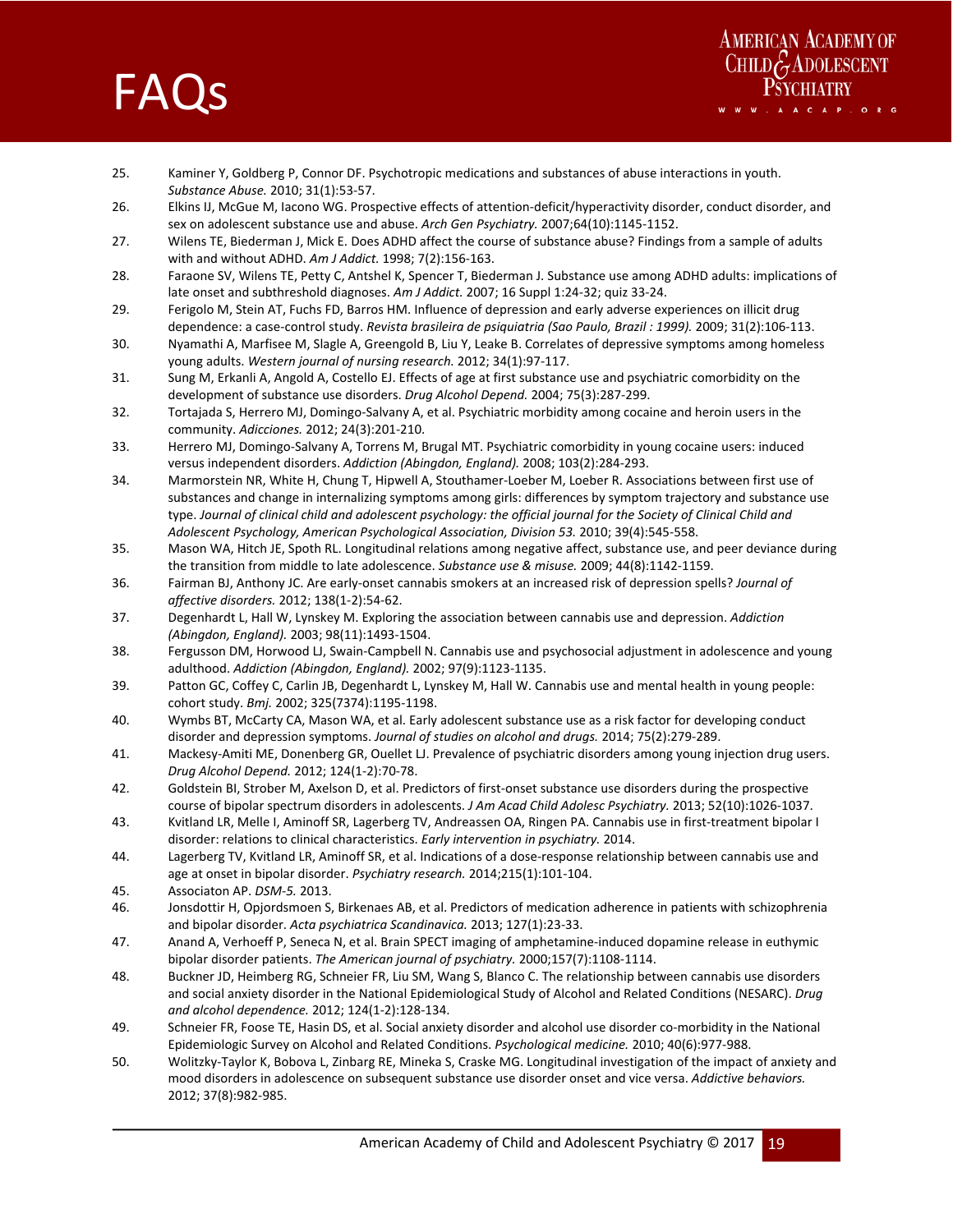25. Kaminer Y, Goldberg P, Connor DF. Psychotropic medications and substances of abuse interactions in youth. *Substance Abuse.* 2010; 31(1):53-57.
26. Elkins IJ, McGue M, Iacono WG. Prospective effects of attention-deficit/hyperactivity disorder, conduct disorder, and sex on adolescent substance use and abuse. *Arch Gen Psychiatry.* 2007;64(10):1145-1152.
27. Wilens TE, Biederman J, Mick E. Does ADHD affect the course of substance abuse? Findings from a sample of adults with and without ADHD. *Am J Addict.* 1998; 7(2):156-163.
28. Faraone SV, Wilens TE, Petty C, Antshel K, Spencer T, Biederman J. Substance use among ADHD adults: implications of late onset and subthreshold diagnoses. *Am J Addict.* 2007; 16 Suppl 1:24-32; quiz 33-24.
29. Ferigolo M, Stein AT, Fuchs FD, Barros HM. Influence of depression and early adverse experiences on illicit drug dependence: a case-control study. *Revista brasileira de psiquiatria (Sao Paulo, Brazil : 1999).* 2009; 31(2):106-113.
30. Nyamathi A, Marfisee M, Slagle A, Greengold B, Liu Y, Leake B. Correlates of depressive symptoms among homeless young adults. *Western journal of nursing research.* 2012; 34(1):97-117.
31. Sung M, Erkanli A, Angold A, Costello EJ. Effects of age at first substance use and psychiatric comorbidity on the development of substance use disorders. *Drug Alcohol Depend.* 2004; 75(3):287-299.
32. Tortajada S, Herrero MJ, Domingo-Salvany A, et al. Psychiatric morbidity among cocaine and heroin users in the community. *Adicciones.* 2012; 24(3):201-210.
33. Herrero MJ, Domingo-Salvany A, Torrens M, Brugal MT. Psychiatric comorbidity in young cocaine users: induced versus independent disorders. *Addiction (Abingdon, England).* 2008; 103(2):284-293.
34. Marmorstein NR, White H, Chung T, Hipwell A, Stouthamer-Loeber M, Loeber R. Associations between first use of substances and change in internalizing symptoms among girls: differences by symptom trajectory and substance use type. *Journal of clinical child and adolescent psychology: the official journal for the Society of Clinical Child and Adolescent Psychology, American Psychological Association, Division 53.* 2010; 39(4):545-558.
35. Mason WA, Hitch JE, Spoth RL. Longitudinal relations among negative affect, substance use, and peer deviance during the transition from middle to late adolescence. *Substance use & misuse.* 2009; 44(8):1142-1159.
36. Fairman BJ, Anthony JC. Are early-onset cannabis smokers at an increased risk of depression spells? *Journal of affective disorders.* 2012; 138(1-2):54-62.
37. Degenhardt L, Hall W, Lynskey M. Exploring the association between cannabis use and depression. *Addiction (Abingdon, England).* 2003; 98(11):1493-1504.
38. Fergusson DM, Horwood LJ, Swain-Campbell N. Cannabis use and psychosocial adjustment in adolescence and young adulthood. *Addiction (Abingdon, England).* 2002; 97(9):1123-1135.
39. Patton GC, Coffey C, Carlin JB, Degenhardt L, Lynskey M, Hall W. Cannabis use and mental health in young people: cohort study. *Bmj.* 2002; 325(7374):1195-1198.
40. Wymbs BT, McCarty CA, Mason WA, et al. Early adolescent substance use as a risk factor for developing conduct disorder and depression symptoms. *Journal of studies on alcohol and drugs.* 2014; 75(2):279-289.
41. Mackesy-Amiti ME, Donenberg GR, Ouellet LJ. Prevalence of psychiatric disorders among young injection drug users. *Drug Alcohol Depend.* 2012; 124(1-2):70-78.
42. Goldstein BI, Strober M, Axelson D, et al. Predictors of first-onset substance use disorders during the prospective course of bipolar spectrum disorders in adolescents. *J Am Acad Child Adolesc Psychiatry.* 2013; 52(10):1026-1037.
43. Kvitland LR, Melle I, Aminoff SR, Lagerberg TV, Andreassen OA, Ringen PA. Cannabis use in first-treatment bipolar I disorder: relations to clinical characteristics. *Early intervention in psychiatry.* 2014.
44. Lagerberg TV, Kvitland LR, Aminoff SR, et al. Indications of a dose-response relationship between cannabis use and age at onset in bipolar disorder. *Psychiatry research.* 2014;215(1):101-104.
45. Associaton AP. *DSM-5.* 2013.
46. Jonsdottir H, Opjordsmoen S, Birkenaes AB, et al. Predictors of medication adherence in patients with schizophrenia and bipolar disorder. *Acta psychiatrica Scandinavica.* 2013; 127(1):23-33.
47. Anand A, Verhoeff P, Seneca N, et al. Brain SPECT imaging of amphetamine-induced dopamine release in euthymic bipolar disorder patients. *The American journal of psychiatry.* 2000;157(7):1108-1114.
48. Buckner JD, Heimberg RG, Schneier FR, Liu SM, Wang S, Blanco C. The relationship between cannabis use disorders and social anxiety disorder in the National Epidemiological Study of Alcohol and Related Conditions (NESARC). *Drug and alcohol dependence.* 2012; 124(1-2):128-134.
49. Schneier FR, Foose TE, Hasin DS, et al. Social anxiety disorder and alcohol use disorder co-morbidity in the National Epidemiologic Survey on Alcohol and Related Conditions. *Psychological medicine.* 2010; 40(6):977-988.
50. Wolitzky-Taylor K, Bobova L, Zinbarg RE, Mineka S, Craske MG. Longitudinal investigation of the impact of anxiety and mood disorders in adolescence on subsequent substance use disorder onset and vice versa. *Addictive behaviors.* 2012; 37(8):982-985.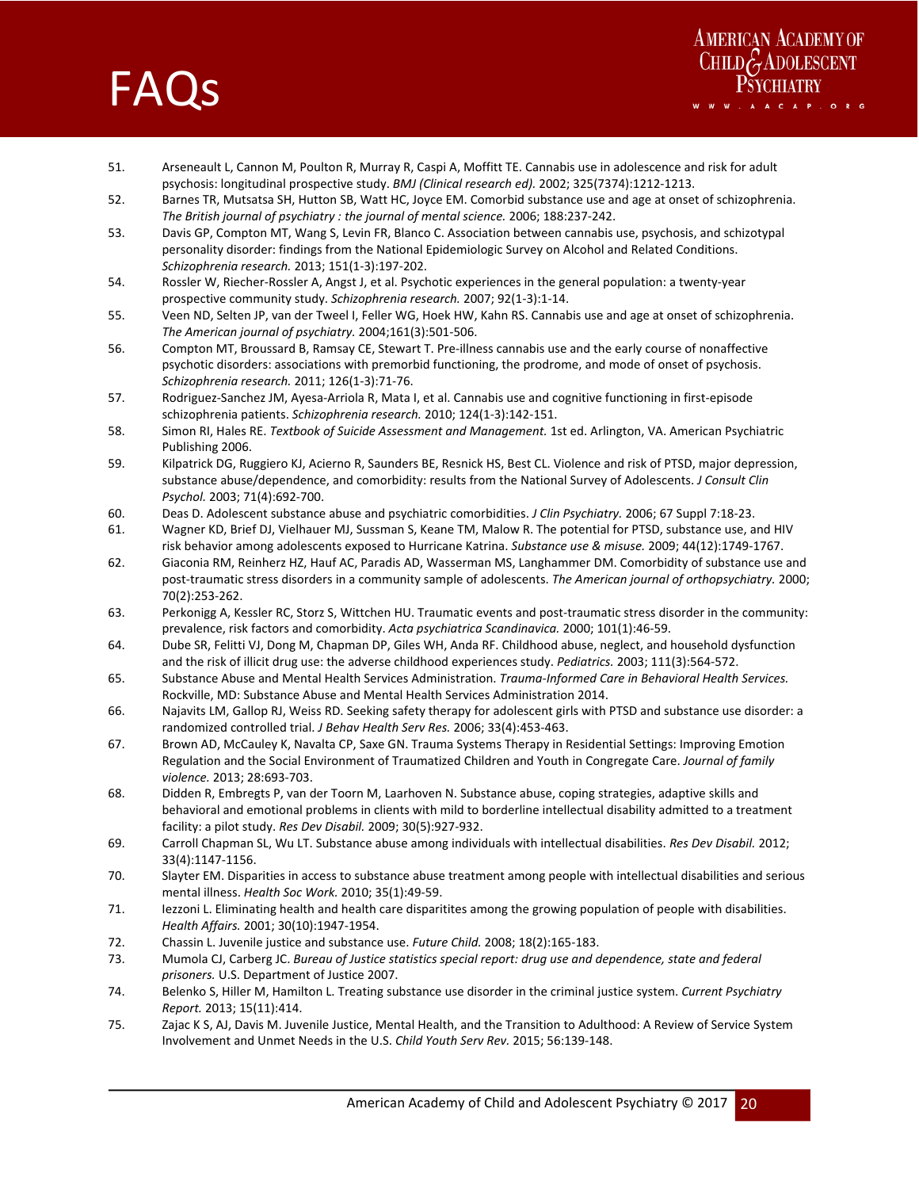51. Arseneault L, Cannon M, Poulton R, Murray R, Caspi A, Moffitt TE. Cannabis use in adolescence and risk for adult psychosis: longitudinal prospective study. *BMJ (Clinical research ed).* 2002; 325(7374):1212-1213.
52. Barnes TR, Mutsatsa SH, Hutton SB, Watt HC, Joyce EM. Comorbid substance use and age at onset of schizophrenia. *The British journal of psychiatry : the journal of mental science.* 2006; 188:237-242.
53. Davis GP, Compton MT, Wang S, Levin FR, Blanco C. Association between cannabis use, psychosis, and schizotypal personality disorder: findings from the National Epidemiologic Survey on Alcohol and Related Conditions. *Schizophrenia research.* 2013; 151(1-3):197-202.
54. Rossler W, Riecher-Rossler A, Angst J, et al. Psychotic experiences in the general population: a twenty-year prospective community study. *Schizophrenia research.* 2007; 92(1-3):1-14.
55. Veen ND, Selten JP, van der Tweel I, Feller WG, Hoek HW, Kahn RS. Cannabis use and age at onset of schizophrenia. *The American journal of psychiatry.* 2004;161(3):501-506.
56. Compton MT, Broussard B, Ramsay CE, Stewart T. Pre-illness cannabis use and the early course of nonaffective psychotic disorders: associations with premorbid functioning, the prodrome, and mode of onset of psychosis. *Schizophrenia research.* 2011; 126(1-3):71-76.
57. Rodriguez-Sanchez JM, Ayesa-Arriola R, Mata I, et al. Cannabis use and cognitive functioning in first-episode schizophrenia patients. *Schizophrenia research.* 2010; 124(1-3):142-151.
58. Simon RI, Hales RE. *Textbook of Suicide Assessment and Management.* 1st ed. Arlington, VA. American Psychiatric Publishing 2006.
59. Kilpatrick DG, Ruggiero KJ, Acierno R, Saunders BE, Resnick HS, Best CL. Violence and risk of PTSD, major depression, substance abuse/dependence, and comorbidity: results from the National Survey of Adolescents. *J Consult Clin Psychol.* 2003; 71(4):692-700.
60. Deas D. Adolescent substance abuse and psychiatric comorbidities. *J Clin Psychiatry.* 2006; 67 Suppl 7:18-23.
61. Wagner KD, Brief DJ, Vielhauer MJ, Sussman S, Keane TM, Malow R. The potential for PTSD, substance use, and HIV risk behavior among adolescents exposed to Hurricane Katrina. *Substance use & misuse.* 2009; 44(12):1749-1767.
62. Giaconia RM, Reinherz HZ, Hauf AC, Paradis AD, Wasserman MS, Langhammer DM. Comorbidity of substance use and post-traumatic stress disorders in a community sample of adolescents. *The American journal of orthopsychiatry.* 2000; 70(2):253-262.
63. Perkonigg A, Kessler RC, Storz S, Wittchen HU. Traumatic events and post-traumatic stress disorder in the community: prevalence, risk factors and comorbidity. *Acta psychiatrica Scandinavica.* 2000; 101(1):46-59.
64. Dube SR, Felitti VJ, Dong M, Chapman DP, Giles WH, Anda RF. Childhood abuse, neglect, and household dysfunction and the risk of illicit drug use: the adverse childhood experiences study. *Pediatrics.* 2003; 111(3):564-572.
65. Substance Abuse and Mental Health Services Administration. *Trauma-Informed Care in Behavioral Health Services.* Rockville, MD: Substance Abuse and Mental Health Services Administration 2014.
66. Najavits LM, Gallop RJ, Weiss RD. Seeking safety therapy for adolescent girls with PTSD and substance use disorder: a randomized controlled trial. *J Behav Health Serv Res.* 2006; 33(4):453-463.
67. Brown AD, McCauley K, Navalta CP, Saxe GN. Trauma Systems Therapy in Residential Settings: Improving Emotion Regulation and the Social Environment of Traumatized Children and Youth in Congregate Care. *Journal of family violence.* 2013; 28:693-703.
68. Didden R, Embregts P, van der Toorn M, Laarhoven N. Substance abuse, coping strategies, adaptive skills and behavioral and emotional problems in clients with mild to borderline intellectual disability admitted to a treatment facility: a pilot study. *Res Dev Disabil.* 2009; 30(5):927-932.
69. Carroll Chapman SL, Wu LT. Substance abuse among individuals with intellectual disabilities. *Res Dev Disabil.* 2012; 33(4):1147-1156.
70. Slayter EM. Disparities in access to substance abuse treatment among people with intellectual disabilities and serious mental illness. *Health Soc Work.* 2010; 35(1):49-59.
71. Iezzoni L. Eliminating health and health care disparitites among the growing population of people with disabilities. *Health Affairs.* 2001; 30(10):1947-1954.
72. Chassin L. Juvenile justice and substance use. *Future Child.* 2008; 18(2):165-183.
73. Mumola CJ, Carberg JC. *Bureau of Justice statistics special report: drug use and dependence, state and federal prisoners.* U.S. Department of Justice 2007.
74. Belenko S, Hiller M, Hamilton L. Treating substance use disorder in the criminal justice system. *Current Psychiatry Report.* 2013; 15(11):414.
75. Zajac K S, AJ, Davis M. Juvenile Justice, Mental Health, and the Transition to Adulthood: A Review of Service System Involvement and Unmet Needs in the U.S. *Child Youth Serv Rev.* 2015; 56:139-148.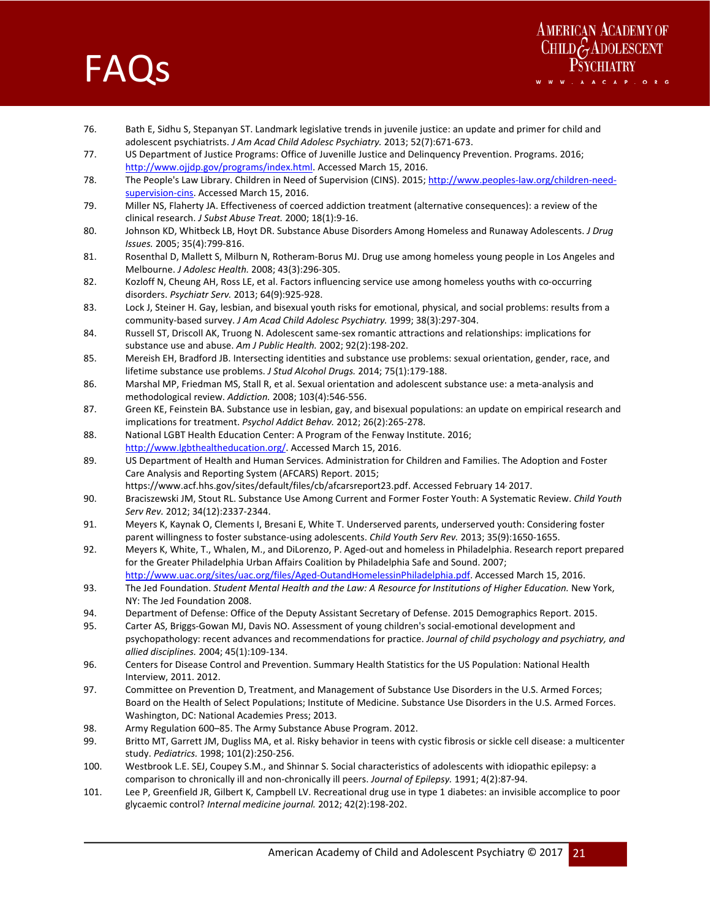76. Bath E, Sidhu S, Stepanyan ST. Landmark legislative trends in juvenile justice: an update and primer for child and adolescent psychiatrists. *J Am Acad Child Adolesc Psychiatry.* 2013; 52(7):671-673.
77. US Department of Justice Programs: Office of Juvenille Justice and Delinquency Prevention. Programs. 2016; http://www.ojjdp.gov/programs/index.html. Accessed March 15, 2016.
78. The People's Law Library. Children in Need of Supervision (CINS). 2015; http://www.peoples-law.org/children-need-supervision-cins. Accessed March 15, 2016.
79. Miller NS, Flaherty JA. Effectiveness of coerced addiction treatment (alternative consequences): a review of the clinical research. *J Subst Abuse Treat.* 2000; 18(1):9-16.
80. Johnson KD, Whitbeck LB, Hoyt DR. Substance Abuse Disorders Among Homeless and Runaway Adolescents. *J Drug Issues.* 2005; 35(4):799-816.
81. Rosenthal D, Mallett S, Milburn N, Rotheram-Borus MJ. Drug use among homeless young people in Los Angeles and Melbourne. *J Adolesc Health.* 2008; 43(3):296-305.
82. Kozloff N, Cheung AH, Ross LE, et al. Factors influencing service use among homeless youths with co-occurring disorders. *Psychiatr Serv.* 2013; 64(9):925-928.
83. Lock J, Steiner H. Gay, lesbian, and bisexual youth risks for emotional, physical, and social problems: results from a community-based survey. *J Am Acad Child Adolesc Psychiatry.* 1999; 38(3):297-304.
84. Russell ST, Driscoll AK, Truong N. Adolescent same-sex romantic attractions and relationships: implications for substance use and abuse. *Am J Public Health.* 2002; 92(2):198-202.
85. Mereish EH, Bradford JB. Intersecting identities and substance use problems: sexual orientation, gender, race, and lifetime substance use problems. *J Stud Alcohol Drugs.* 2014; 75(1):179-188.
86. Marshal MP, Friedman MS, Stall R, et al. Sexual orientation and adolescent substance use: a meta-analysis and methodological review. *Addiction.* 2008; 103(4):546-556.
87. Green KE, Feinstein BA. Substance use in lesbian, gay, and bisexual populations: an update on empirical research and implications for treatment. *Psychol Addict Behav.* 2012; 26(2):265-278.
88. National LGBT Health Education Center: A Program of the Fenway Institute. 2016; http://www.lgbthealtheducation.org/. Accessed March 15, 2016.
89. US Department of Health and Human Services. Administration for Children and Families. The Adoption and Foster Care Analysis and Reporting System (AFCARS) Report. 2015; https://www.acf.hhs.gov/sites/default/files/cb/afcarsreport23.pdf. Accessed February 14, 2017.
90. Braciszewski JM, Stout RL. Substance Use Among Current and Former Foster Youth: A Systematic Review. *Child Youth Serv Rev.* 2012; 34(12):2337-2344.
91. Meyers K, Kaynak O, Clements I, Bresani E, White T. Underserved parents, underserved youth: Considering foster parent willingness to foster substance-using adolescents. *Child Youth Serv Rev.* 2013; 35(9):1650-1655.
92. Meyers K, White, T., Whalen, M., and DiLorenzo, P. Aged-out and homeless in Philadelphia. Research report prepared for the Greater Philadelphia Urban Affairs Coalition by Philadelphia Safe and Sound. 2007; http://www.uac.org/sites/uac.org/files/Aged-OutandHomelessinPhiladelphia.pdf. Accessed March 15, 2016.
93. The Jed Foundation. *Student Mental Health and the Law: A Resource for Institutions of Higher Education.* New York, NY: The Jed Foundation 2008.
94. Department of Defense: Office of the Deputy Assistant Secretary of Defense. 2015 Demographics Report. 2015.
95. Carter AS, Briggs-Gowan MJ, Davis NO. Assessment of young children's social-emotional development and psychopathology: recent advances and recommendations for practice. *Journal of child psychology and psychiatry, and allied disciplines.* 2004; 45(1):109-134.
96. Centers for Disease Control and Prevention. Summary Health Statistics for the US Population: National Health Interview, 2011. 2012.
97. Committee on Prevention D, Treatment, and Management of Substance Use Disorders in the U.S. Armed Forces; Board on the Health of Select Populations; Institute of Medicine. Substance Use Disorders in the U.S. Armed Forces. Washington, DC: National Academies Press; 2013.
98. Army Regulation 600–85. The Army Substance Abuse Program. 2012.
99. Britto MT, Garrett JM, Dugliss MA, et al. Risky behavior in teens with cystic fibrosis or sickle cell disease: a multicenter study. *Pediatrics.* 1998; 101(2):250-256.
100. Westbrook L.E. SEJ, Coupey S.M., and Shinnar S. Social characteristics of adolescents with idiopathic epilepsy: a comparison to chronically ill and non-chronically ill peers. *Journal of Epilepsy.* 1991; 4(2):87-94.
101. Lee P, Greenfield JR, Gilbert K, Campbell LV. Recreational drug use in type 1 diabetes: an invisible accomplice to poor glycaemic control? *Internal medicine journal.* 2012; 42(2):198-202.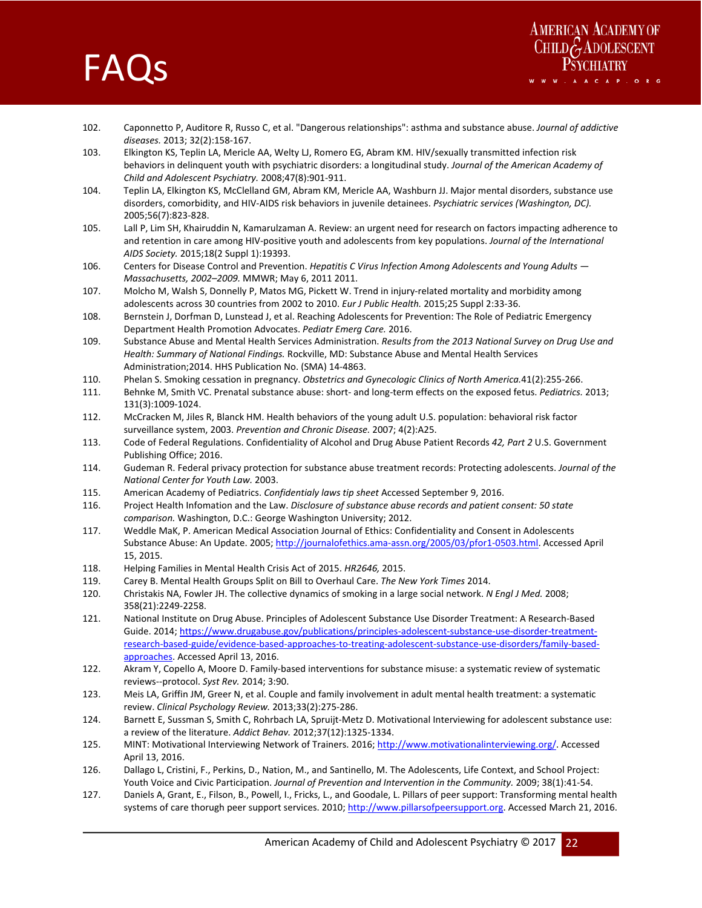102. Caponnetto P, Auditore R, Russo C, et al. "Dangerous relationships": asthma and substance abuse. *Journal of addictive diseases.* 2013; 32(2):158-167.
103. Elkington KS, Teplin LA, Mericle AA, Welty LJ, Romero EG, Abram KM. HIV/sexually transmitted infection risk behaviors in delinquent youth with psychiatric disorders: a longitudinal study. *Journal of the American Academy of Child and Adolescent Psychiatry.* 2008;47(8):901-911.
104. Teplin LA, Elkington KS, McClelland GM, Abram KM, Mericle AA, Washburn JJ. Major mental disorders, substance use disorders, comorbidity, and HIV-AIDS risk behaviors in juvenile detainees. *Psychiatric services (Washington, DC).* 2005;56(7):823-828.
105. Lall P, Lim SH, Khairuddin N, Kamarulzaman A. Review: an urgent need for research on factors impacting adherence to and retention in care among HIV-positive youth and adolescents from key populations. *Journal of the International AIDS Society.* 2015;18(2 Suppl 1):19393.
106. Centers for Disease Control and Prevention. *Hepatitis C Virus Infection Among Adolescents and Young Adults — Massachusetts, 2002–2009.* MMWR; May 6, 2011 2011.
107. Molcho M, Walsh S, Donnelly P, Matos MG, Pickett W. Trend in injury-related mortality and morbidity among adolescents across 30 countries from 2002 to 2010. *Eur J Public Health.* 2015;25 Suppl 2:33-36.
108. Bernstein J, Dorfman D, Lunstead J, et al. Reaching Adolescents for Prevention: The Role of Pediatric Emergency Department Health Promotion Advocates. *Pediatr Emerg Care.* 2016.
109. Substance Abuse and Mental Health Services Administration. *Results from the 2013 National Survey on Drug Use and Health: Summary of National Findings.* Rockville, MD: Substance Abuse and Mental Health Services Administration;2014. HHS Publication No. (SMA) 14-4863.
110. Phelan S. Smoking cessation in pregnancy. *Obstetrics and Gynecologic Clinics of North America.*41(2):255-266.
111. Behnke M, Smith VC. Prenatal substance abuse: short- and long-term effects on the exposed fetus. *Pediatrics.* 2013; 131(3):1009-1024.
112. McCracken M, Jiles R, Blanck HM. Health behaviors of the young adult U.S. population: behavioral risk factor surveillance system, 2003. *Prevention and Chronic Disease.* 2007; 4(2):A25.
113. Code of Federal Regulations. Confidentiality of Alcohol and Drug Abuse Patient Records *42, Part 2* U.S. Government Publishing Office; 2016.
114. Gudeman R. Federal privacy protection for substance abuse treatment records: Protecting adolescents. *Journal of the National Center for Youth Law.* 2003.
115. American Academy of Pediatrics. *Confidentialy laws tip sheet* Accessed September 9, 2016.
116. Project Health Infomation and the Law. *Disclosure of substance abuse records and patient consent: 50 state comparison.* Washington, D.C.: George Washington University; 2012.
117. Weddle MaK, P. American Medical Association Journal of Ethics: Confidentiality and Consent in Adolescents Substance Abuse: An Update. 2005; http://journalofethics.ama-assn.org/2005/03/pfor1-0503.html. Accessed April 15, 2015.
118. Helping Families in Mental Health Crisis Act of 2015. *HR2646,* 2015.
119. Carey B. Mental Health Groups Split on Bill to Overhaul Care. *The New York Times* 2014.
120. Christakis NA, Fowler JH. The collective dynamics of smoking in a large social network. *N Engl J Med.* 2008; 358(21):2249-2258.
121. National Institute on Drug Abuse. Principles of Adolescent Substance Use Disorder Treatment: A Research-Based Guide. 2014; https://www.drugabuse.gov/publications/principles-adolescent-substance-use-disorder-treatment-research-based-guide/evidence-based-approaches-to-treating-adolescent-substance-use-disorders/family-based-approaches. Accessed April 13, 2016.
122. Akram Y, Copello A, Moore D. Family-based interventions for substance misuse: a systematic review of systematic reviews--protocol. *Syst Rev.* 2014; 3:90.
123. Meis LA, Griffin JM, Greer N, et al. Couple and family involvement in adult mental health treatment: a systematic review. *Clinical Psychology Review.* 2013;33(2):275-286.
124. Barnett E, Sussman S, Smith C, Rohrbach LA, Spruijt-Metz D. Motivational Interviewing for adolescent substance use: a review of the literature. *Addict Behav.* 2012;37(12):1325-1334.
125. MINT: Motivational Interviewing Network of Trainers. 2016; http://www.motivationalinterviewing.org/. Accessed April 13, 2016.
126. Dallago L, Cristini, F., Perkins, D., Nation, M., and Santinello, M. The Adolescents, Life Context, and School Project: Youth Voice and Civic Participation. *Journal of Prevention and Intervention in the Community.* 2009; 38(1):41-54.
127. Daniels A, Grant, E., Filson, B., Powell, I., Fricks, L., and Goodale, L. Pillars of peer support: Transforming mental health systems of care thorugh peer support services. 2010; http://www.pillarsofpeersupport.org. Accessed March 21, 2016.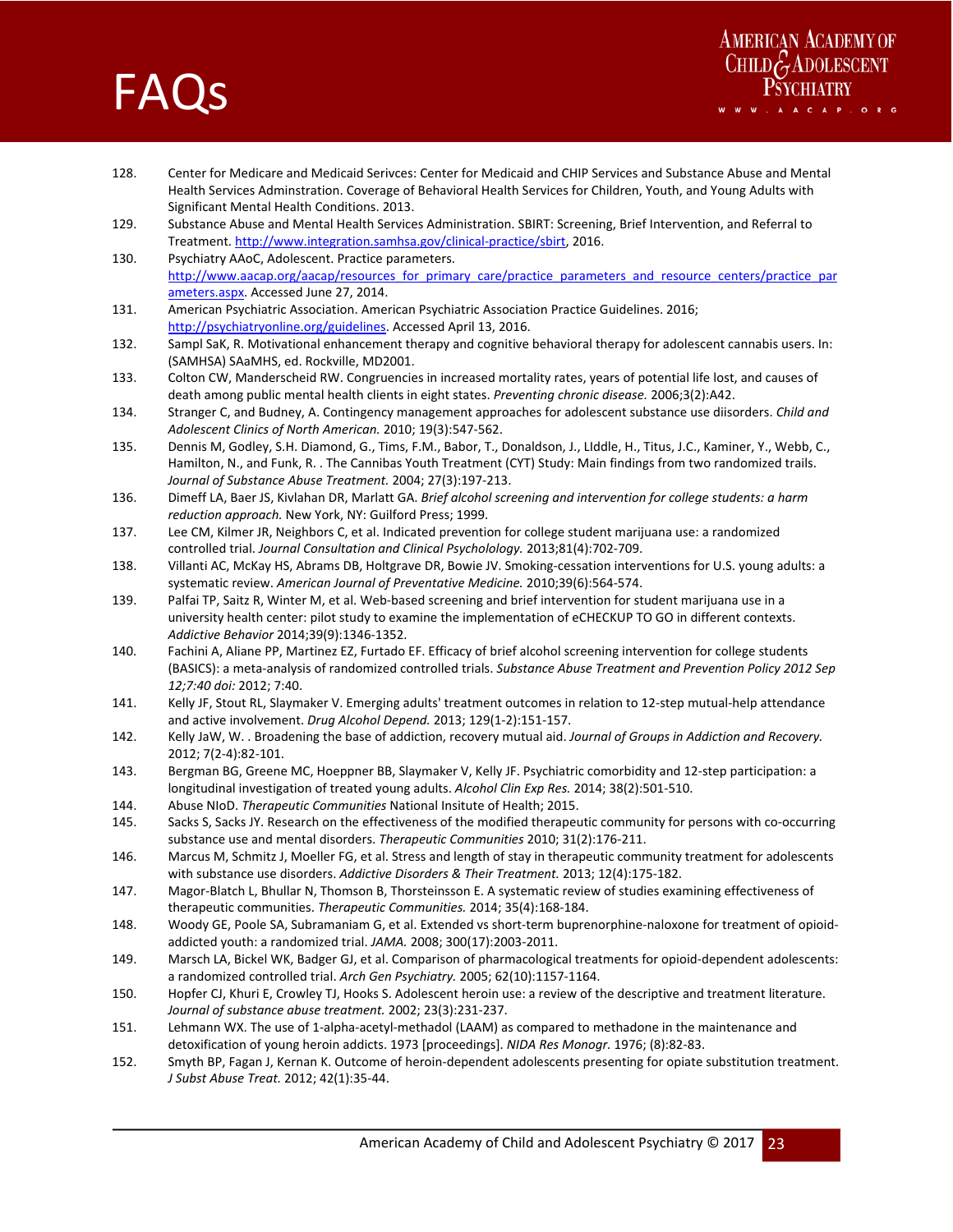128. Center for Medicare and Medicaid Serivces: Center for Medicaid and CHIP Services and Substance Abuse and Mental Health Services Adminstration. Coverage of Behavioral Health Services for Children, Youth, and Young Adults with Significant Mental Health Conditions. 2013.
129. Substance Abuse and Mental Health Services Administration. SBIRT: Screening, Brief Intervention, and Referral to Treatment. http://www.integration.samhsa.gov/clinical-practice/sbirt, 2016.
130. Psychiatry AAoC, Adolescent. Practice parameters. http://www.aacap.org/aacap/resources_for_primary_care/practice_parameters_and_resource_centers/practice_parameters.aspx. Accessed June 27, 2014.
131. American Psychiatric Association. American Psychiatric Association Practice Guidelines. 2016; http://psychiatryonline.org/guidelines. Accessed April 13, 2016.
132. Sampl SaK, R. Motivational enhancement therapy and cognitive behavioral therapy for adolescent cannabis users. In: (SAMHSA) SAaMHS, ed. Rockville, MD2001.
133. Colton CW, Manderscheid RW. Congruencies in increased mortality rates, years of potential life lost, and causes of death among public mental health clients in eight states. *Preventing chronic disease.* 2006;3(2):A42.
134. Stranger C, and Budney, A. Contingency management approaches for adolescent substance use diisorders. *Child and Adolescent Clinics of North American.* 2010; 19(3):547-562.
135. Dennis M, Godley, S.H. Diamond, G., Tims, F.M., Babor, T., Donaldson, J., LIddle, H., Titus, J.C., Kaminer, Y., Webb, C., Hamilton, N., and Funk, R. . The Cannibas Youth Treatment (CYT) Study: Main findings from two randomized trails. *Journal of Substance Abuse Treatment.* 2004; 27(3):197-213.
136. Dimeff LA, Baer JS, Kivlahan DR, Marlatt GA. *Brief alcohol screening and intervention for college students: a harm reduction approach.* New York, NY: Guilford Press; 1999.
137. Lee CM, Kilmer JR, Neighbors C, et al. Indicated prevention for college student marijuana use: a randomized controlled trial. *Journal Consultation and Clinical Psycholology.* 2013;81(4):702-709.
138. Villanti AC, McKay HS, Abrams DB, Holtgrave DR, Bowie JV. Smoking-cessation interventions for U.S. young adults: a systematic review. *American Journal of Preventative Medicine.* 2010;39(6):564-574.
139. Palfai TP, Saitz R, Winter M, et al. Web-based screening and brief intervention for student marijuana use in a university health center: pilot study to examine the implementation of eCHECKUP TO GO in different contexts. *Addictive Behavior* 2014;39(9):1346-1352.
140. Fachini A, Aliane PP, Martinez EZ, Furtado EF. Efficacy of brief alcohol screening intervention for college students (BASICS): a meta-analysis of randomized controlled trials. *Substance Abuse Treatment and Prevention Policy 2012 Sep 12;7:40 doi:* 2012; 7:40.
141. Kelly JF, Stout RL, Slaymaker V. Emerging adults' treatment outcomes in relation to 12-step mutual-help attendance and active involvement. *Drug Alcohol Depend.* 2013; 129(1-2):151-157.
142. Kelly JaW, W. . Broadening the base of addiction, recovery mutual aid. *Journal of Groups in Addiction and Recovery.* 2012; 7(2-4):82-101.
143. Bergman BG, Greene MC, Hoeppner BB, Slaymaker V, Kelly JF. Psychiatric comorbidity and 12-step participation: a longitudinal investigation of treated young adults. *Alcohol Clin Exp Res.* 2014; 38(2):501-510.
144. Abuse NIoD. *Therapeutic Communities* National Insitute of Health; 2015.
145. Sacks S, Sacks JY. Research on the effectiveness of the modified therapeutic community for persons with co-occurring substance use and mental disorders. *Therapeutic Communities* 2010; 31(2):176-211.
146. Marcus M, Schmitz J, Moeller FG, et al. Stress and length of stay in therapeutic community treatment for adolescents with substance use disorders. *Addictive Disorders & Their Treatment.* 2013; 12(4):175-182.
147. Magor-Blatch L, Bhullar N, Thomson B, Thorsteinsson E. A systematic review of studies examining effectiveness of therapeutic communities. *Therapeutic Communities.* 2014; 35(4):168-184.
148. Woody GE, Poole SA, Subramaniam G, et al. Extended vs short-term buprenorphine-naloxone for treatment of opioid-addicted youth: a randomized trial. *JAMA.* 2008; 300(17):2003-2011.
149. Marsch LA, Bickel WK, Badger GJ, et al. Comparison of pharmacological treatments for opioid-dependent adolescents: a randomized controlled trial. *Arch Gen Psychiatry.* 2005; 62(10):1157-1164.
150. Hopfer CJ, Khuri E, Crowley TJ, Hooks S. Adolescent heroin use: a review of the descriptive and treatment literature. *Journal of substance abuse treatment.* 2002; 23(3):231-237.
151. Lehmann WX. The use of 1-alpha-acetyl-methadol (LAAM) as compared to methadone in the maintenance and detoxification of young heroin addicts. 1973 [proceedings]. *NIDA Res Monogr.* 1976; (8):82-83.
152. Smyth BP, Fagan J, Kernan K. Outcome of heroin-dependent adolescents presenting for opiate substitution treatment. *J Subst Abuse Treat.* 2012; 42(1):35-44.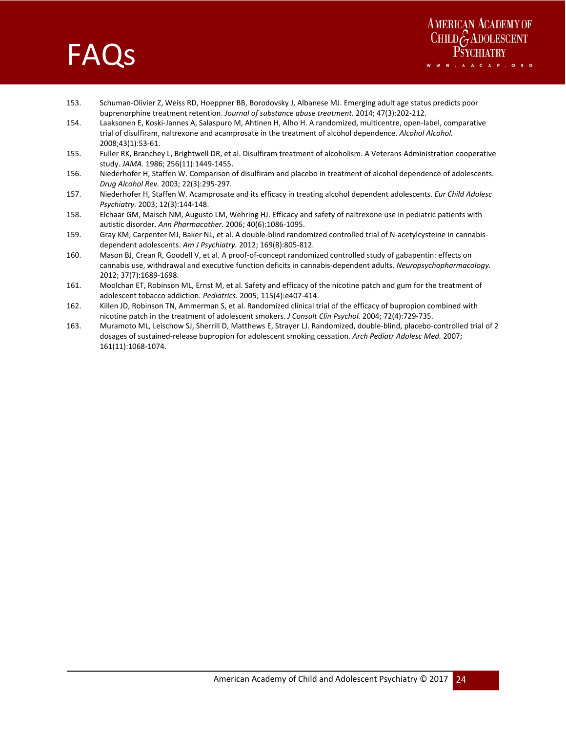153. Schuman-Olivier Z, Weiss RD, Hoeppner BB, Borodovsky J, Albanese MJ. Emerging adult age status predicts poor buprenorphine treatment retention. *Journal of substance abuse treatment.* 2014; 47(3):202-212.
154. Laaksonen E, Koski-Jannes A, Salaspuro M, Ahtinen H, Alho H. A randomized, multicentre, open-label, comparative trial of disulfiram, naltrexone and acamprosate in the treatment of alcohol dependence. *Alcohol Alcohol.* 2008;43(1):53-61.
155. Fuller RK, Branchey L, Brightwell DR, et al. Disulfiram treatment of alcoholism. A Veterans Administration cooperative study. *JAMA.* 1986; 256(11):1449-1455.
156. Niederhofer H, Staffen W. Comparison of disulfiram and placebo in treatment of alcohol dependence of adolescents. *Drug Alcohol Rev.* 2003; 22(3):295-297.
157. Niederhofer H, Staffen W. Acamprosate and its efficacy in treating alcohol dependent adolescents. *Eur Child Adolesc Psychiatry.* 2003; 12(3):144-148.
158. Elchaar GM, Maisch NM, Augusto LM, Wehring HJ. Efficacy and safety of naltrexone use in pediatric patients with autistic disorder. *Ann Pharmacother.* 2006; 40(6):1086-1095.
159. Gray KM, Carpenter MJ, Baker NL, et al. A double-blind randomized controlled trial of N-acetylcysteine in cannabis-dependent adolescents. *Am J Psychiatry.* 2012; 169(8):805-812.
160. Mason BJ, Crean R, Goodell V, et al. A proof-of-concept randomized controlled study of gabapentin: effects on cannabis use, withdrawal and executive function deficits in cannabis-dependent adults. *Neuropsychopharmacology.* 2012; 37(7):1689-1698.
161. Moolchan ET, Robinson ML, Ernst M, et al. Safety and efficacy of the nicotine patch and gum for the treatment of adolescent tobacco addiction. *Pediatrics.* 2005; 115(4):e407-414.
162. Killen JD, Robinson TN, Ammerman S, et al. Randomized clinical trial of the efficacy of bupropion combined with nicotine patch in the treatment of adolescent smokers. *J Consult Clin Psychol.* 2004; 72(4):729-735.
163. Muramoto ML, Leischow SJ, Sherrill D, Matthews E, Strayer LJ. Randomized, double-blind, placebo-controlled trial of 2 dosages of sustained-release bupropion for adolescent smoking cessation. *Arch Pediatr Adolesc Med.* 2007; 161(11):1068-1074.